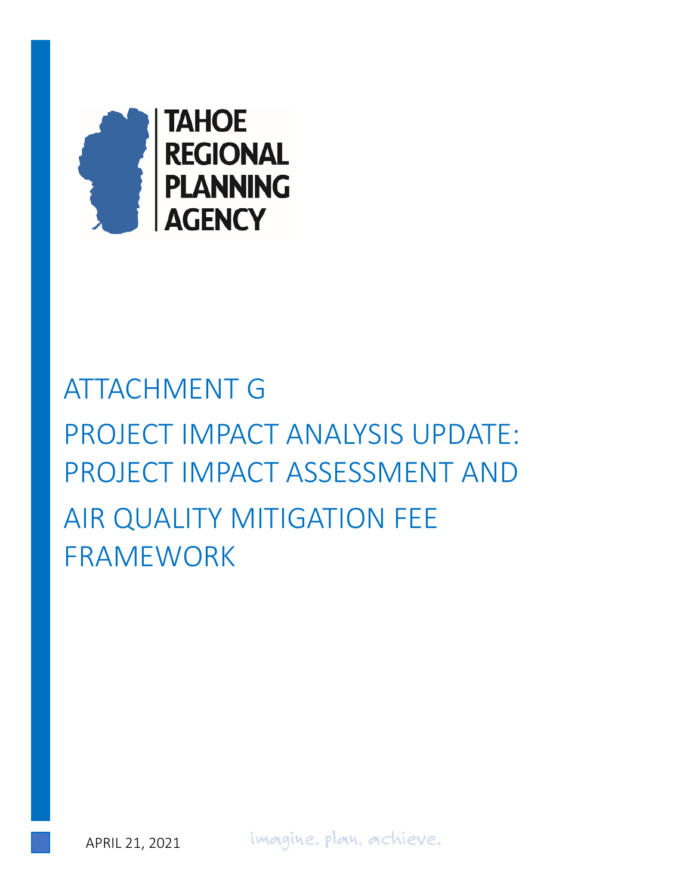TAHOE REGIONAL PLANNING AGENCY

# ATTACHMENT G

# PROJECT IMPACT ANALYSIS UPDATE: PROJECT IMPACT ASSESSMENT AND AIR QUALITY MITIGATION FEE FRAMEWORK

APRIL 21, 2021

imagine. plan. achieve.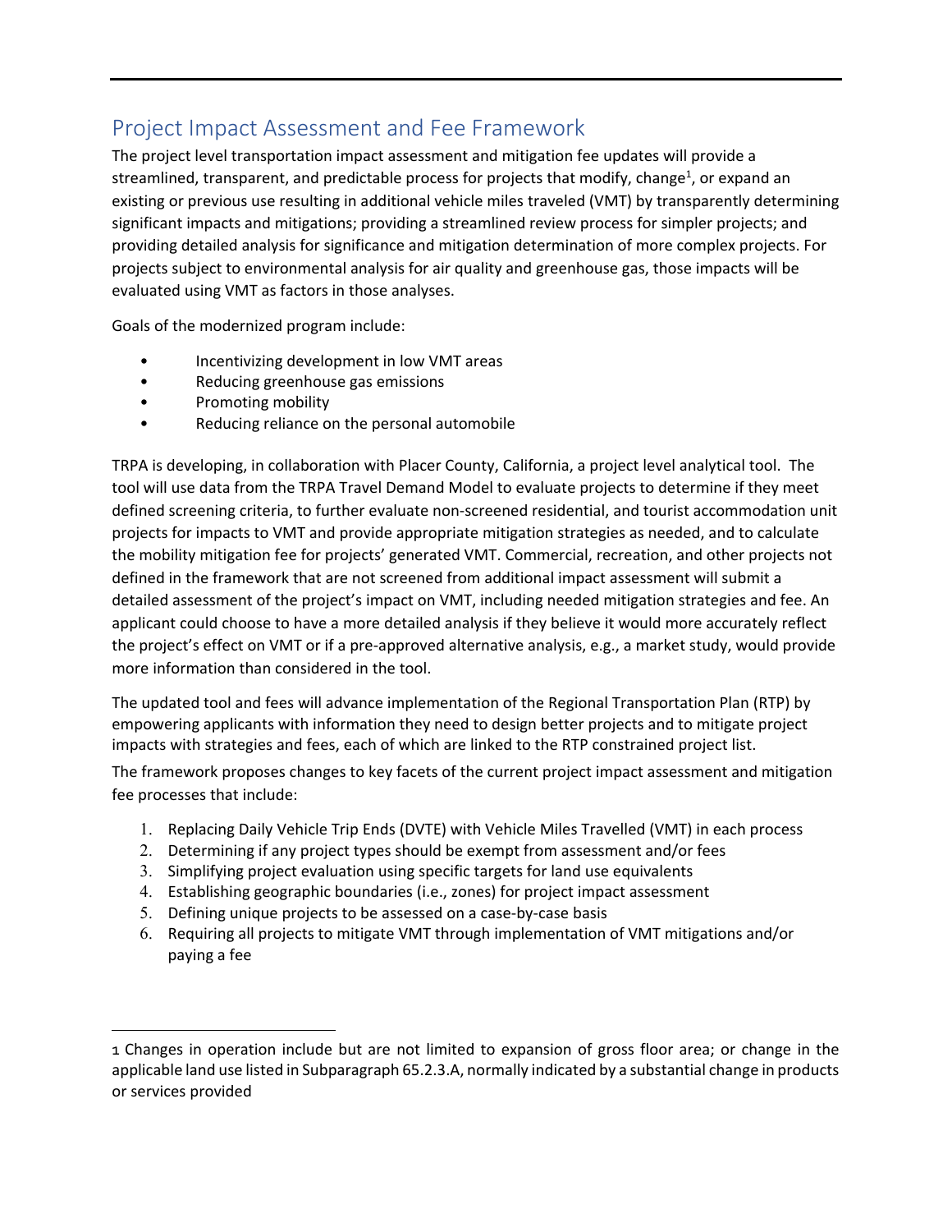## Project Impact Assessment and Fee Framework

The project level transportation impact assessment and mitigation fee updates will provide a streamlined, transparent, and predictable process for projects that modify, change[1], or expand an existing or previous use resulting in additional vehicle miles traveled (VMT) by transparently determining significant impacts and mitigations; providing a streamlined review process for simpler projects; and providing detailed analysis for significance and mitigation determination of more complex projects. For projects subject to environmental analysis for air quality and greenhouse gas, those impacts will be evaluated using VMT as factors in those analyses.

Goals of the modernized program include:

- Incentivizing development in low VMT areas
- Reducing greenhouse gas emissions
- Promoting mobility
- Reducing reliance on the personal automobile

TRPA is developing, in collaboration with Placer County, California, a project level analytical tool. The tool will use data from the TRPA Travel Demand Model to evaluate projects to determine if they meet defined screening criteria, to further evaluate non-screened residential, and tourist accommodation unit projects for impacts to VMT and provide appropriate mitigation strategies as needed, and to calculate the mobility mitigation fee for projects' generated VMT. Commercial, recreation, and other projects not defined in the framework that are not screened from additional impact assessment will submit a detailed assessment of the project's impact on VMT, including needed mitigation strategies and fee. An applicant could choose to have a more detailed analysis if they believe it would more accurately reflect the project's effect on VMT or if a pre-approved alternative analysis, e.g., a market study, would provide more information than considered in the tool.

The updated tool and fees will advance implementation of the Regional Transportation Plan (RTP) by empowering applicants with information they need to design better projects and to mitigate project impacts with strategies and fees, each of which are linked to the RTP constrained project list.

The framework proposes changes to key facets of the current project impact assessment and mitigation fee processes that include:

1. Replacing Daily Vehicle Trip Ends (DVTE) with Vehicle Miles Travelled (VMT) in each process
2. Determining if any project types should be exempt from assessment and/or fees
3. Simplifying project evaluation using specific targets for land use equivalents
4. Establishing geographic boundaries (i.e., zones) for project impact assessment
5. Defining unique projects to be assessed on a case-by-case basis
6. Requiring all projects to mitigate VMT through implementation of VMT mitigations and/or paying a fee

---

[1] Changes in operation include but are not limited to expansion of gross floor area; or change in the applicable land use listed in Subparagraph 65.2.3.A, normally indicated by a substantial change in products or services provided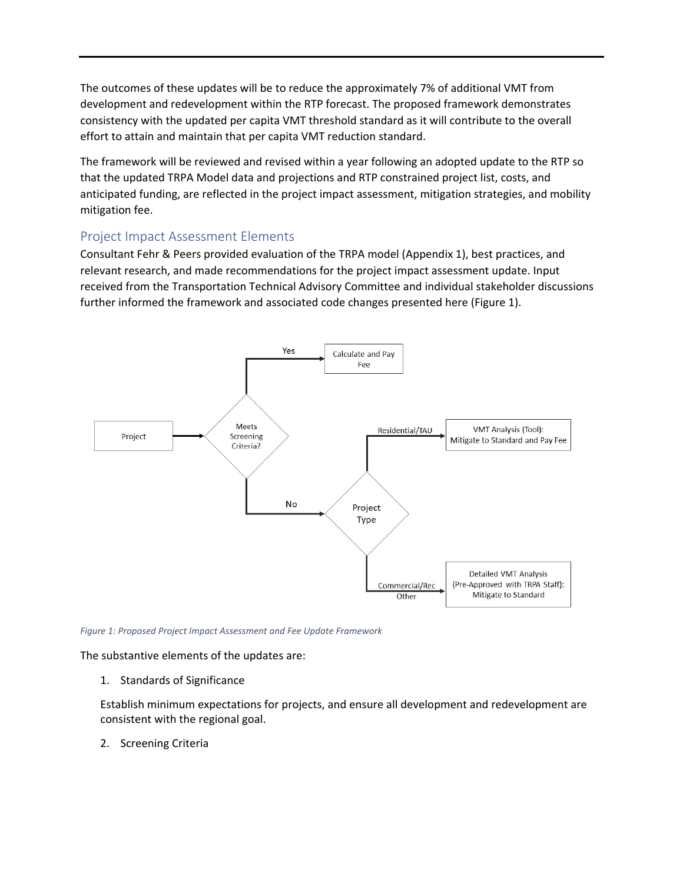The outcomes of these updates will be to reduce the approximately 7% of additional VMT from development and redevelopment within the RTP forecast. The proposed framework demonstrates consistency with the updated per capita VMT threshold standard as it will contribute to the overall effort to attain and maintain that per capita VMT reduction standard.

The framework will be reviewed and revised within a year following an adopted update to the RTP so that the updated TRPA Model data and projections and RTP constrained project list, costs, and anticipated funding, are reflected in the project impact assessment, mitigation strategies, and mobility mitigation fee.

## Project Impact Assessment Elements

Consultant Fehr & Peers provided evaluation of the TRPA model (Appendix 1), best practices, and relevant research, and made recommendations for the project impact assessment update. Input received from the Transportation Technical Advisory Committee and individual stakeholder discussions further informed the framework and associated code changes presented here (Figure 1).

Project → Meets Screening Criteria?
- Yes → Calculate and Pay Fee
- No → Project Type
  - Residential/TAU → VMT Analysis (Tool): Mitigate to Standard and Pay Fee
  - Commercial/Rec Other → Detailed VMT Analysis (Pre-Approved with TRPA Staff): Mitigate to Standard

*Figure 1: Proposed Project Impact Assessment and Fee Update Framework*

The substantive elements of the updates are:

1. Standards of Significance

   Establish minimum expectations for projects, and ensure all development and redevelopment are consistent with the regional goal.

2. Screening Criteria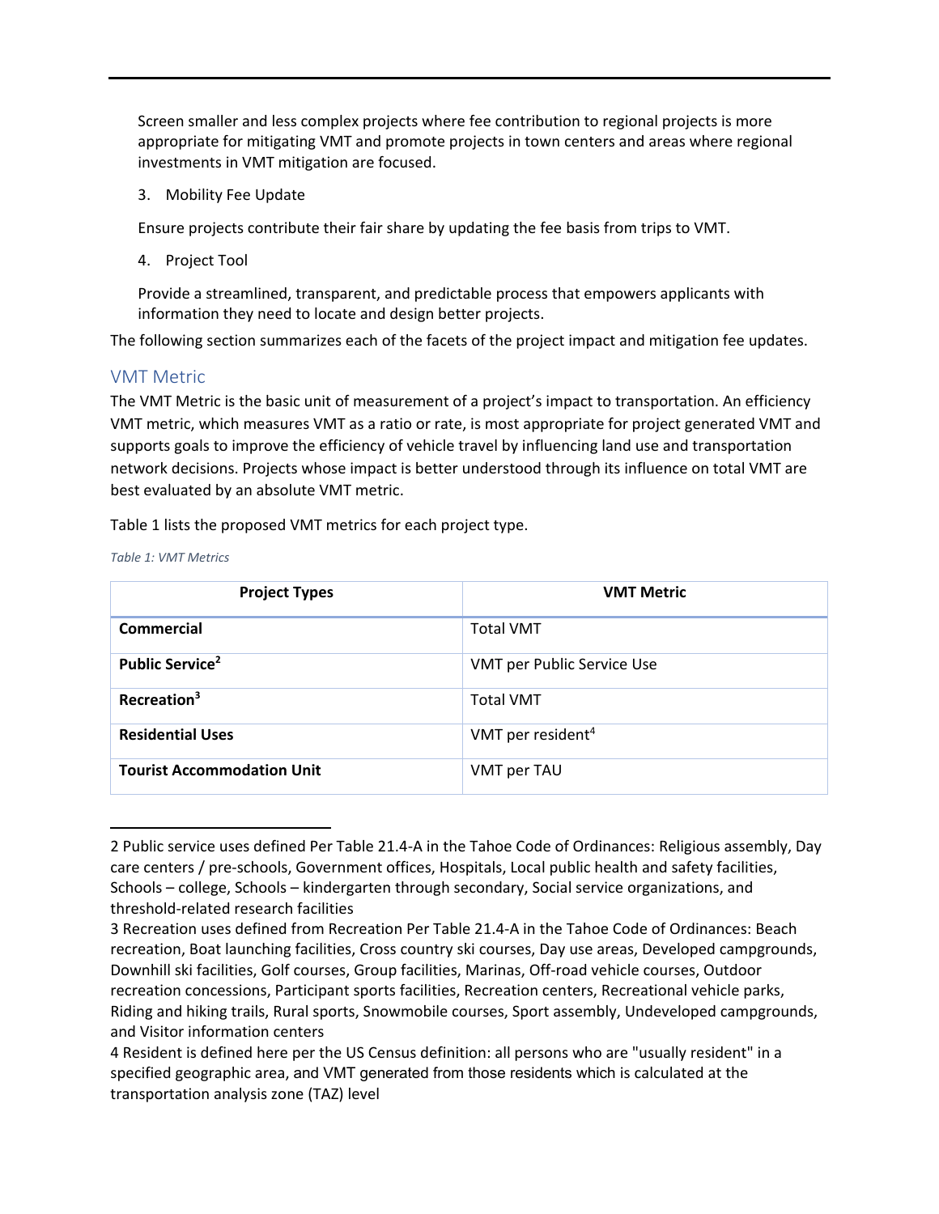Screen smaller and less complex projects where fee contribution to regional projects is more appropriate for mitigating VMT and promote projects in town centers and areas where regional investments in VMT mitigation are focused.

3. Mobility Fee Update

Ensure projects contribute their fair share by updating the fee basis from trips to VMT.

4. Project Tool

Provide a streamlined, transparent, and predictable process that empowers applicants with information they need to locate and design better projects.

The following section summarizes each of the facets of the project impact and mitigation fee updates.

## VMT Metric

The VMT Metric is the basic unit of measurement of a project's impact to transportation. An efficiency VMT metric, which measures VMT as a ratio or rate, is most appropriate for project generated VMT and supports goals to improve the efficiency of vehicle travel by influencing land use and transportation network decisions. Projects whose impact is better understood through its influence on total VMT are best evaluated by an absolute VMT metric.

Table 1 lists the proposed VMT metrics for each project type.

*Table 1: VMT Metrics*

| Project Types | VMT Metric |
| --- | --- |
| **Commercial** | Total VMT |
| **Public Service**[2] | VMT per Public Service Use |
| **Recreation**[3] | Total VMT |
| **Residential Uses** | VMT per resident[4] |
| **Tourist Accommodation Unit** | VMT per TAU |

2 Public service uses defined Per Table 21.4-A in the Tahoe Code of Ordinances: Religious assembly, Day care centers / pre-schools, Government offices, Hospitals, Local public health and safety facilities, Schools – college, Schools – kindergarten through secondary, Social service organizations, and threshold-related research facilities

3 Recreation uses defined from Recreation Per Table 21.4-A in the Tahoe Code of Ordinances: Beach recreation, Boat launching facilities, Cross country ski courses, Day use areas, Developed campgrounds, Downhill ski facilities, Golf courses, Group facilities, Marinas, Off-road vehicle courses, Outdoor recreation concessions, Participant sports facilities, Recreation centers, Recreational vehicle parks, Riding and hiking trails, Rural sports, Snowmobile courses, Sport assembly, Undeveloped campgrounds, and Visitor information centers

4 Resident is defined here per the US Census definition: all persons who are "usually resident" in a specified geographic area, and VMT generated from those residents which is calculated at the transportation analysis zone (TAZ) level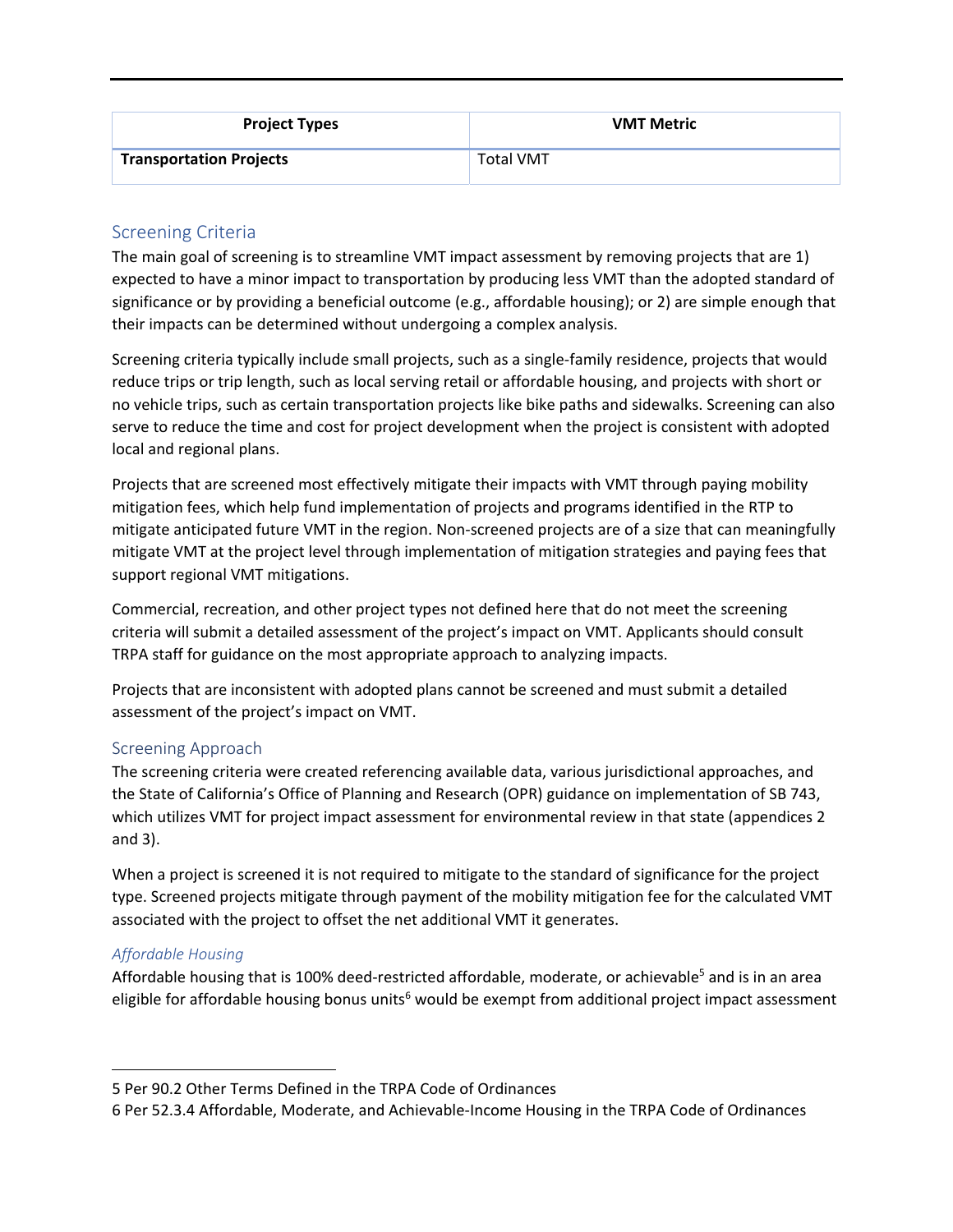| Project Types | VMT Metric |
| --- | --- |
| **Transportation Projects** | Total VMT |

## Screening Criteria

The main goal of screening is to streamline VMT impact assessment by removing projects that are 1) expected to have a minor impact to transportation by producing less VMT than the adopted standard of significance or by providing a beneficial outcome (e.g., affordable housing); or 2) are simple enough that their impacts can be determined without undergoing a complex analysis.

Screening criteria typically include small projects, such as a single-family residence, projects that would reduce trips or trip length, such as local serving retail or affordable housing, and projects with short or no vehicle trips, such as certain transportation projects like bike paths and sidewalks. Screening can also serve to reduce the time and cost for project development when the project is consistent with adopted local and regional plans.

Projects that are screened most effectively mitigate their impacts with VMT through paying mobility mitigation fees, which help fund implementation of projects and programs identified in the RTP to mitigate anticipated future VMT in the region. Non-screened projects are of a size that can meaningfully mitigate VMT at the project level through implementation of mitigation strategies and paying fees that support regional VMT mitigations.

Commercial, recreation, and other project types not defined here that do not meet the screening criteria will submit a detailed assessment of the project's impact on VMT. Applicants should consult TRPA staff for guidance on the most appropriate approach to analyzing impacts.

Projects that are inconsistent with adopted plans cannot be screened and must submit a detailed assessment of the project's impact on VMT.

## Screening Approach

The screening criteria were created referencing available data, various jurisdictional approaches, and the State of California's Office of Planning and Research (OPR) guidance on implementation of SB 743, which utilizes VMT for project impact assessment for environmental review in that state (appendices 2 and 3).

When a project is screened it is not required to mitigate to the standard of significance for the project type. Screened projects mitigate through payment of the mobility mitigation fee for the calculated VMT associated with the project to offset the net additional VMT it generates.

### *Affordable Housing*

Affordable housing that is 100% deed-restricted affordable, moderate, or achievable[5] and is in an area eligible for affordable housing bonus units[6] would be exempt from additional project impact assessment

---

5 Per 90.2 Other Terms Defined in the TRPA Code of Ordinances

6 Per 52.3.4 Affordable, Moderate, and Achievable-Income Housing in the TRPA Code of Ordinances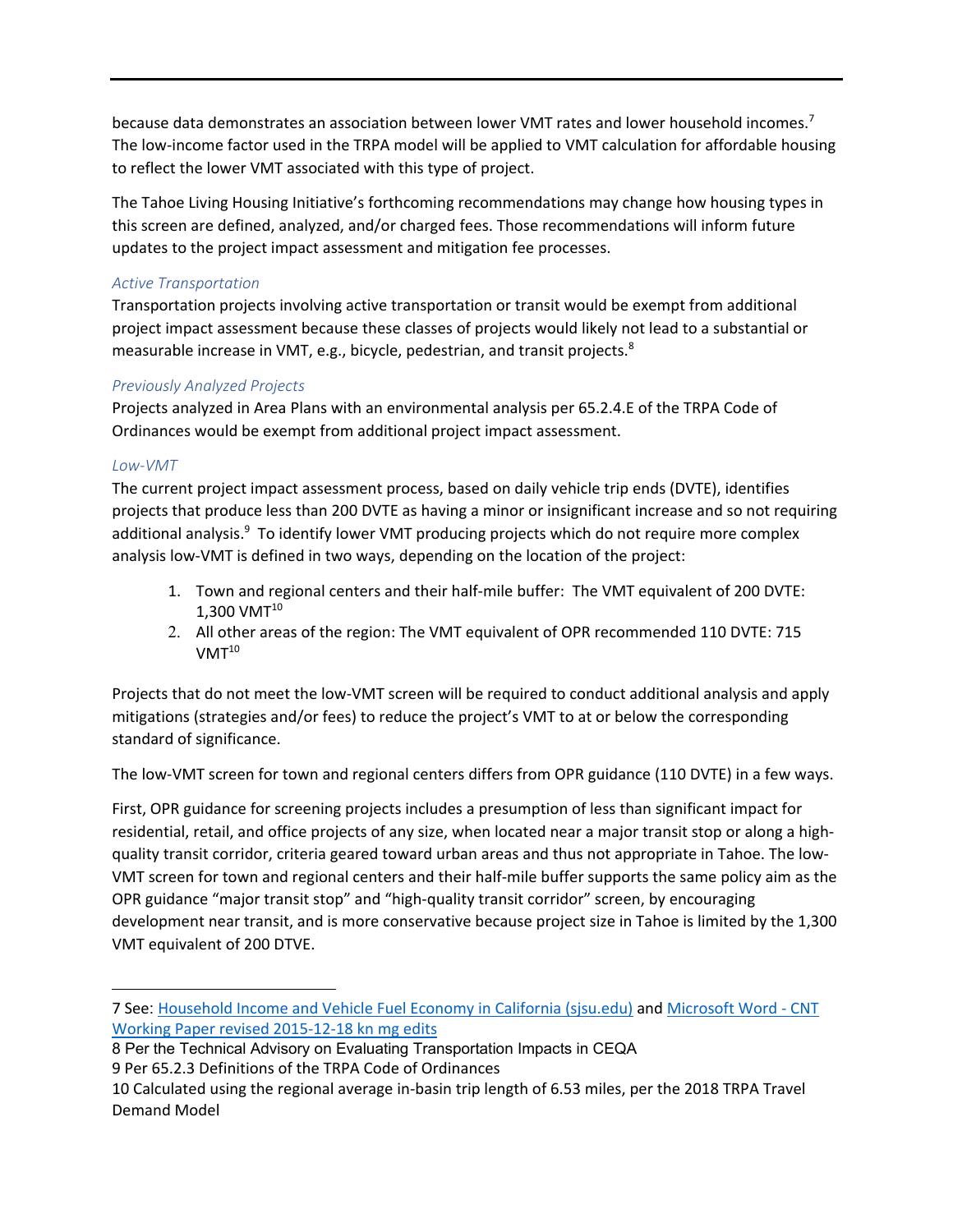because data demonstrates an association between lower VMT rates and lower household incomes.[7] The low-income factor used in the TRPA model will be applied to VMT calculation for affordable housing to reflect the lower VMT associated with this type of project.

The Tahoe Living Housing Initiative's forthcoming recommendations may change how housing types in this screen are defined, analyzed, and/or charged fees. Those recommendations will inform future updates to the project impact assessment and mitigation fee processes.

*Active Transportation*

Transportation projects involving active transportation or transit would be exempt from additional project impact assessment because these classes of projects would likely not lead to a substantial or measurable increase in VMT, e.g., bicycle, pedestrian, and transit projects.[8]

*Previously Analyzed Projects*

Projects analyzed in Area Plans with an environmental analysis per 65.2.4.E of the TRPA Code of Ordinances would be exempt from additional project impact assessment.

*Low-VMT*

The current project impact assessment process, based on daily vehicle trip ends (DVTE), identifies projects that produce less than 200 DVTE as having a minor or insignificant increase and so not requiring additional analysis.[9] To identify lower VMT producing projects which do not require more complex analysis low-VMT is defined in two ways, depending on the location of the project:

1. Town and regional centers and their half-mile buffer: The VMT equivalent of 200 DVTE: 1,300 VMT[10]
2. All other areas of the region: The VMT equivalent of OPR recommended 110 DVTE: 715 VMT[10]

Projects that do not meet the low-VMT screen will be required to conduct additional analysis and apply mitigations (strategies and/or fees) to reduce the project's VMT to at or below the corresponding standard of significance.

The low-VMT screen for town and regional centers differs from OPR guidance (110 DVTE) in a few ways.

First, OPR guidance for screening projects includes a presumption of less than significant impact for residential, retail, and office projects of any size, when located near a major transit stop or along a high-quality transit corridor, criteria geared toward urban areas and thus not appropriate in Tahoe. The low-VMT screen for town and regional centers and their half-mile buffer supports the same policy aim as the OPR guidance "major transit stop" and "high-quality transit corridor" screen, by encouraging development near transit, and is more conservative because project size in Tahoe is limited by the 1,300 VMT equivalent of 200 DTVE.

---

7 See: [Household Income and Vehicle Fuel Economy in California (sjsu.edu)]() and [Microsoft Word - CNT Working Paper revised 2015-12-18 kn mg edits]()

8 Per the Technical Advisory on Evaluating Transportation Impacts in CEQA

9 Per 65.2.3 Definitions of the TRPA Code of Ordinances

10 Calculated using the regional average in-basin trip length of 6.53 miles, per the 2018 TRPA Travel Demand Model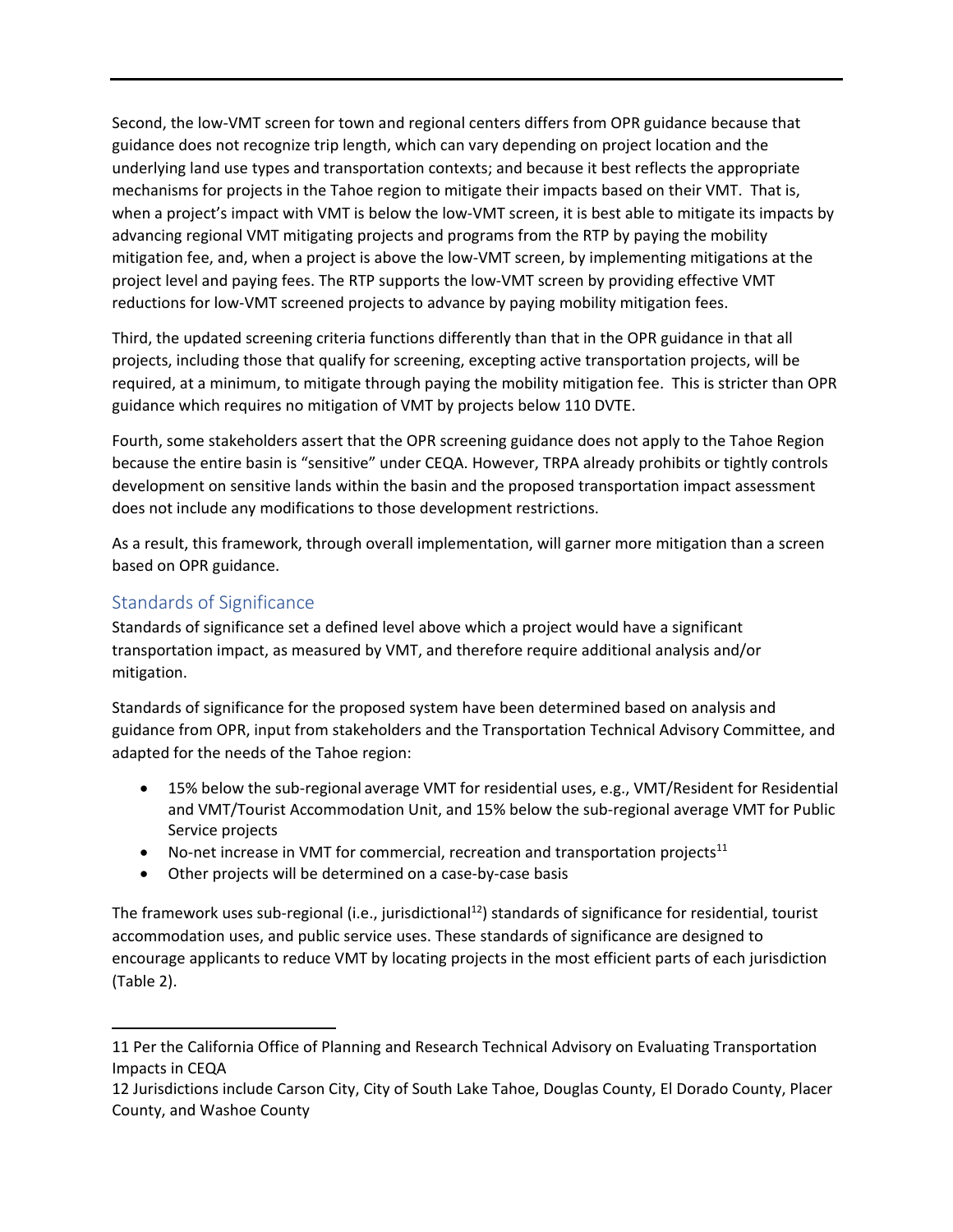Second, the low-VMT screen for town and regional centers differs from OPR guidance because that guidance does not recognize trip length, which can vary depending on project location and the underlying land use types and transportation contexts; and because it best reflects the appropriate mechanisms for projects in the Tahoe region to mitigate their impacts based on their VMT. That is, when a project's impact with VMT is below the low-VMT screen, it is best able to mitigate its impacts by advancing regional VMT mitigating projects and programs from the RTP by paying the mobility mitigation fee, and, when a project is above the low-VMT screen, by implementing mitigations at the project level and paying fees. The RTP supports the low-VMT screen by providing effective VMT reductions for low-VMT screened projects to advance by paying mobility mitigation fees.

Third, the updated screening criteria functions differently than that in the OPR guidance in that all projects, including those that qualify for screening, excepting active transportation projects, will be required, at a minimum, to mitigate through paying the mobility mitigation fee. This is stricter than OPR guidance which requires no mitigation of VMT by projects below 110 DVTE.

Fourth, some stakeholders assert that the OPR screening guidance does not apply to the Tahoe Region because the entire basin is "sensitive" under CEQA. However, TRPA already prohibits or tightly controls development on sensitive lands within the basin and the proposed transportation impact assessment does not include any modifications to those development restrictions.

As a result, this framework, through overall implementation, will garner more mitigation than a screen based on OPR guidance.

## Standards of Significance

Standards of significance set a defined level above which a project would have a significant transportation impact, as measured by VMT, and therefore require additional analysis and/or mitigation.

Standards of significance for the proposed system have been determined based on analysis and guidance from OPR, input from stakeholders and the Transportation Technical Advisory Committee, and adapted for the needs of the Tahoe region:

- 15% below the sub-regional average VMT for residential uses, e.g., VMT/Resident for Residential and VMT/Tourist Accommodation Unit, and 15% below the sub-regional average VMT for Public Service projects
- No-net increase in VMT for commercial, recreation and transportation projects[11]
- Other projects will be determined on a case-by-case basis

The framework uses sub-regional (i.e., jurisdictional[12]) standards of significance for residential, tourist accommodation uses, and public service uses. These standards of significance are designed to encourage applicants to reduce VMT by locating projects in the most efficient parts of each jurisdiction (Table 2).

---

11 Per the California Office of Planning and Research Technical Advisory on Evaluating Transportation Impacts in CEQA

12 Jurisdictions include Carson City, City of South Lake Tahoe, Douglas County, El Dorado County, Placer County, and Washoe County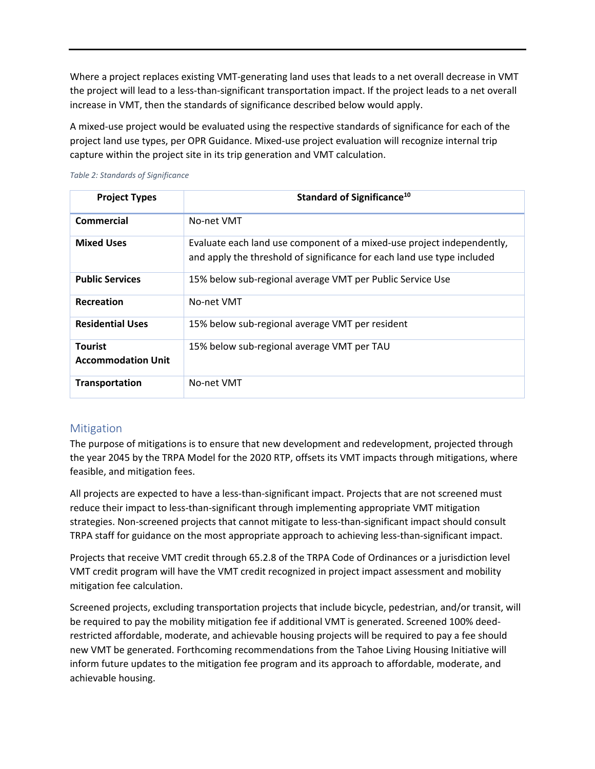Where a project replaces existing VMT-generating land uses that leads to a net overall decrease in VMT the project will lead to a less-than-significant transportation impact. If the project leads to a net overall increase in VMT, then the standards of significance described below would apply.

A mixed-use project would be evaluated using the respective standards of significance for each of the project land use types, per OPR Guidance. Mixed-use project evaluation will recognize internal trip capture within the project site in its trip generation and VMT calculation.

*Table 2: Standards of Significance*

| Project Types | Standard of Significance[10] |
|---|---|
| **Commercial** | No-net VMT |
| **Mixed Uses** | Evaluate each land use component of a mixed-use project independently, and apply the threshold of significance for each land use type included |
| **Public Services** | 15% below sub-regional average VMT per Public Service Use |
| **Recreation** | No-net VMT |
| **Residential Uses** | 15% below sub-regional average VMT per resident |
| **Tourist Accommodation Unit** | 15% below sub-regional average VMT per TAU |
| **Transportation** | No-net VMT |

## Mitigation

The purpose of mitigations is to ensure that new development and redevelopment, projected through the year 2045 by the TRPA Model for the 2020 RTP, offsets its VMT impacts through mitigations, where feasible, and mitigation fees.

All projects are expected to have a less-than-significant impact. Projects that are not screened must reduce their impact to less-than-significant through implementing appropriate VMT mitigation strategies. Non-screened projects that cannot mitigate to less-than-significant impact should consult TRPA staff for guidance on the most appropriate approach to achieving less-than-significant impact.

Projects that receive VMT credit through 65.2.8 of the TRPA Code of Ordinances or a jurisdiction level VMT credit program will have the VMT credit recognized in project impact assessment and mobility mitigation fee calculation.

Screened projects, excluding transportation projects that include bicycle, pedestrian, and/or transit, will be required to pay the mobility mitigation fee if additional VMT is generated. Screened 100% deed-restricted affordable, moderate, and achievable housing projects will be required to pay a fee should new VMT be generated. Forthcoming recommendations from the Tahoe Living Housing Initiative will inform future updates to the mitigation fee program and its approach to affordable, moderate, and achievable housing.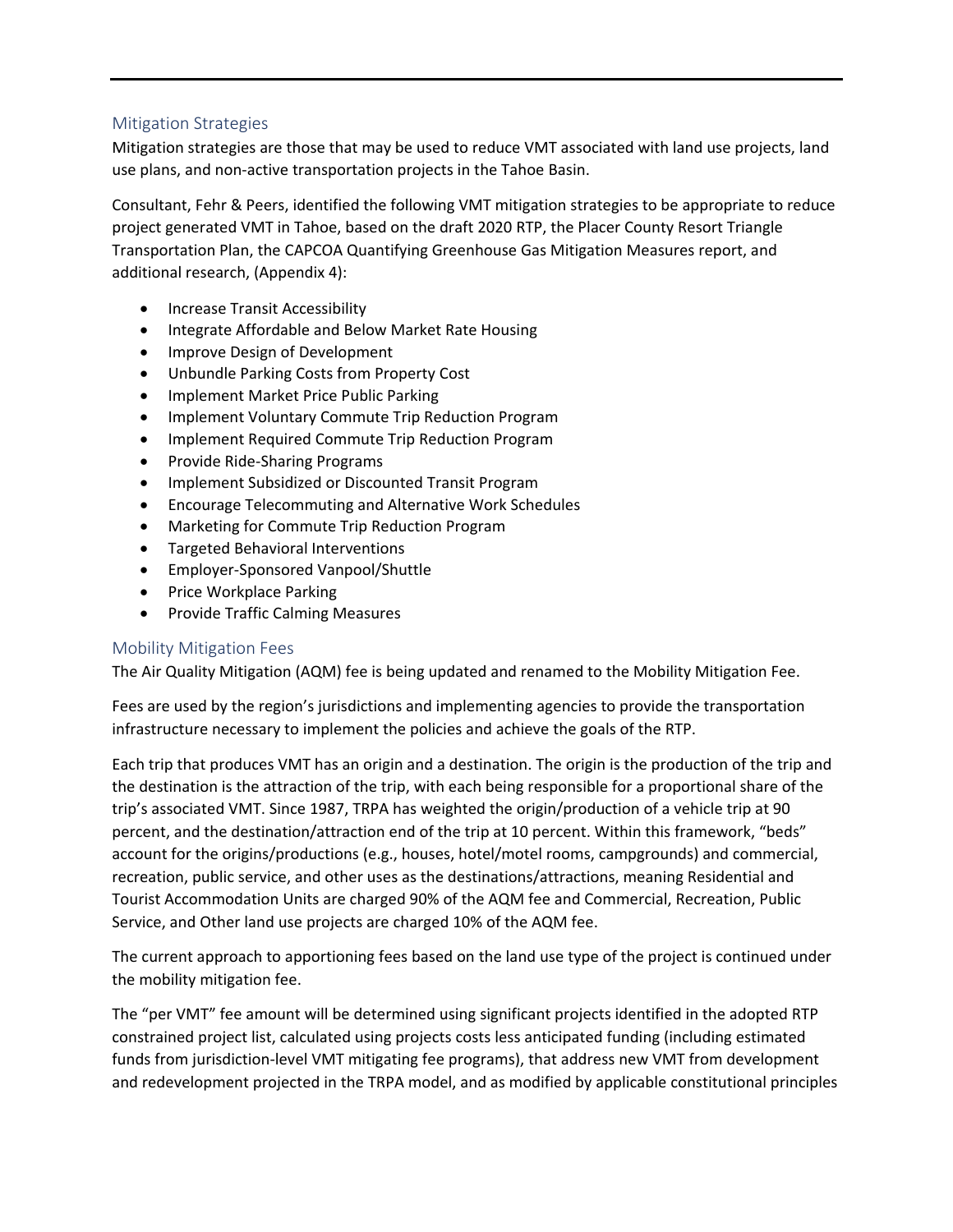## Mitigation Strategies

Mitigation strategies are those that may be used to reduce VMT associated with land use projects, land use plans, and non-active transportation projects in the Tahoe Basin.

Consultant, Fehr & Peers, identified the following VMT mitigation strategies to be appropriate to reduce project generated VMT in Tahoe, based on the draft 2020 RTP, the Placer County Resort Triangle Transportation Plan, the CAPCOA Quantifying Greenhouse Gas Mitigation Measures report, and additional research, (Appendix 4):

- Increase Transit Accessibility
- Integrate Affordable and Below Market Rate Housing
- Improve Design of Development
- Unbundle Parking Costs from Property Cost
- Implement Market Price Public Parking
- Implement Voluntary Commute Trip Reduction Program
- Implement Required Commute Trip Reduction Program
- Provide Ride-Sharing Programs
- Implement Subsidized or Discounted Transit Program
- Encourage Telecommuting and Alternative Work Schedules
- Marketing for Commute Trip Reduction Program
- Targeted Behavioral Interventions
- Employer-Sponsored Vanpool/Shuttle
- Price Workplace Parking
- Provide Traffic Calming Measures

## Mobility Mitigation Fees

The Air Quality Mitigation (AQM) fee is being updated and renamed to the Mobility Mitigation Fee.

Fees are used by the region's jurisdictions and implementing agencies to provide the transportation infrastructure necessary to implement the policies and achieve the goals of the RTP.

Each trip that produces VMT has an origin and a destination. The origin is the production of the trip and the destination is the attraction of the trip, with each being responsible for a proportional share of the trip's associated VMT. Since 1987, TRPA has weighted the origin/production of a vehicle trip at 90 percent, and the destination/attraction end of the trip at 10 percent. Within this framework, "beds" account for the origins/productions (e.g., houses, hotel/motel rooms, campgrounds) and commercial, recreation, public service, and other uses as the destinations/attractions, meaning Residential and Tourist Accommodation Units are charged 90% of the AQM fee and Commercial, Recreation, Public Service, and Other land use projects are charged 10% of the AQM fee.

The current approach to apportioning fees based on the land use type of the project is continued under the mobility mitigation fee.

The "per VMT" fee amount will be determined using significant projects identified in the adopted RTP constrained project list, calculated using projects costs less anticipated funding (including estimated funds from jurisdiction-level VMT mitigating fee programs), that address new VMT from development and redevelopment projected in the TRPA model, and as modified by applicable constitutional principles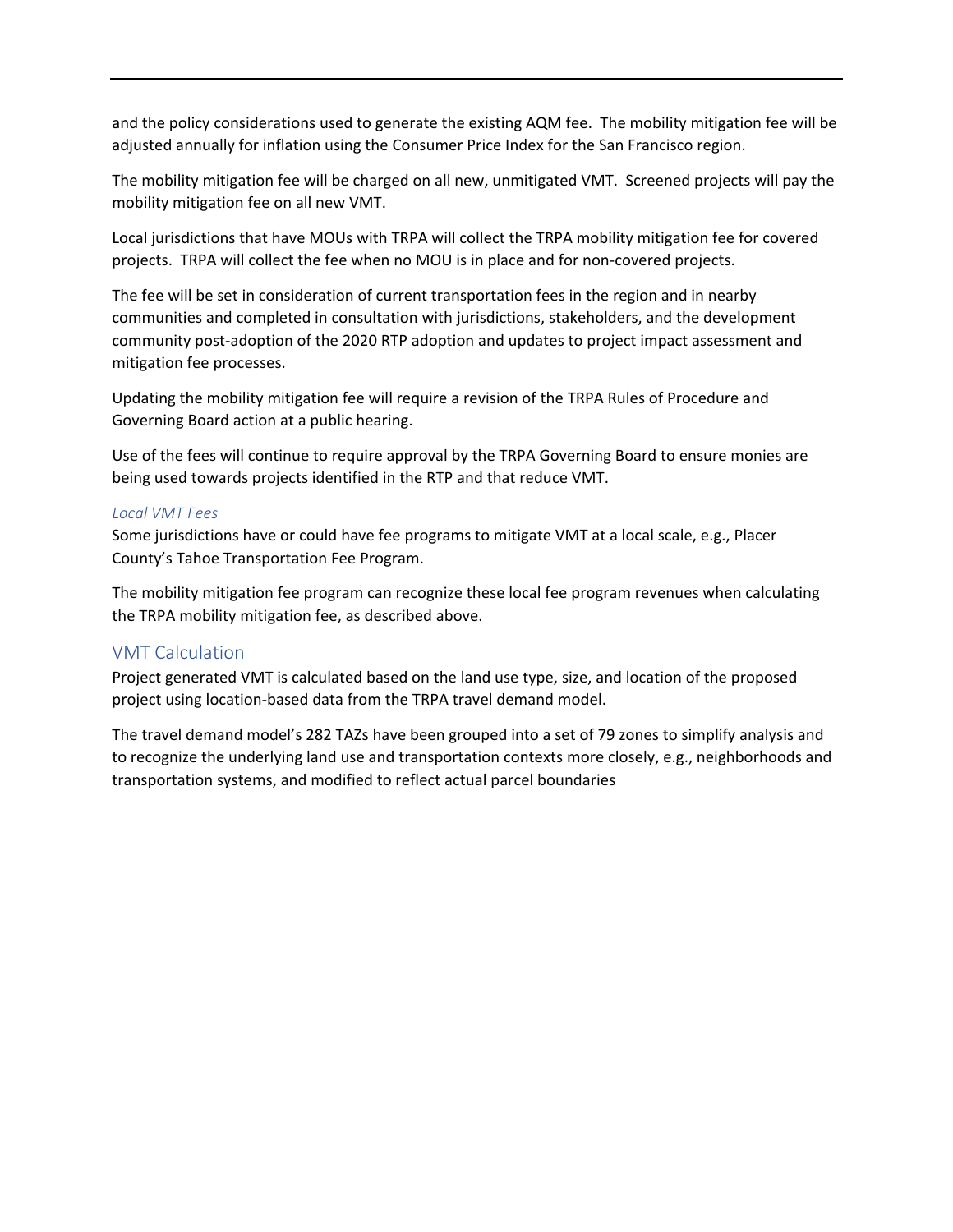and the policy considerations used to generate the existing AQM fee. The mobility mitigation fee will be adjusted annually for inflation using the Consumer Price Index for the San Francisco region.

The mobility mitigation fee will be charged on all new, unmitigated VMT. Screened projects will pay the mobility mitigation fee on all new VMT.

Local jurisdictions that have MOUs with TRPA will collect the TRPA mobility mitigation fee for covered projects. TRPA will collect the fee when no MOU is in place and for non-covered projects.

The fee will be set in consideration of current transportation fees in the region and in nearby communities and completed in consultation with jurisdictions, stakeholders, and the development community post-adoption of the 2020 RTP adoption and updates to project impact assessment and mitigation fee processes.

Updating the mobility mitigation fee will require a revision of the TRPA Rules of Procedure and Governing Board action at a public hearing.

Use of the fees will continue to require approval by the TRPA Governing Board to ensure monies are being used towards projects identified in the RTP and that reduce VMT.

### *Local VMT Fees*

Some jurisdictions have or could have fee programs to mitigate VMT at a local scale, e.g., Placer County's Tahoe Transportation Fee Program.

The mobility mitigation fee program can recognize these local fee program revenues when calculating the TRPA mobility mitigation fee, as described above.

## VMT Calculation

Project generated VMT is calculated based on the land use type, size, and location of the proposed project using location-based data from the TRPA travel demand model.

The travel demand model's 282 TAZs have been grouped into a set of 79 zones to simplify analysis and to recognize the underlying land use and transportation contexts more closely, e.g., neighborhoods and transportation systems, and modified to reflect actual parcel boundaries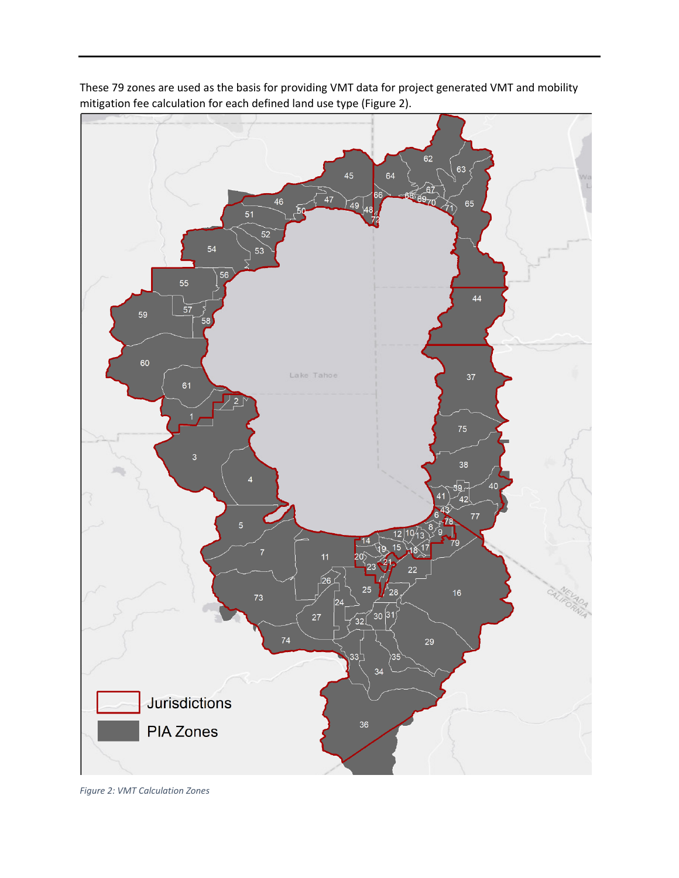These 79 zones are used as the basis for providing VMT data for project generated VMT and mobility mitigation fee calculation for each defined land use type (Figure 2).

*Figure 2: VMT Calculation Zones*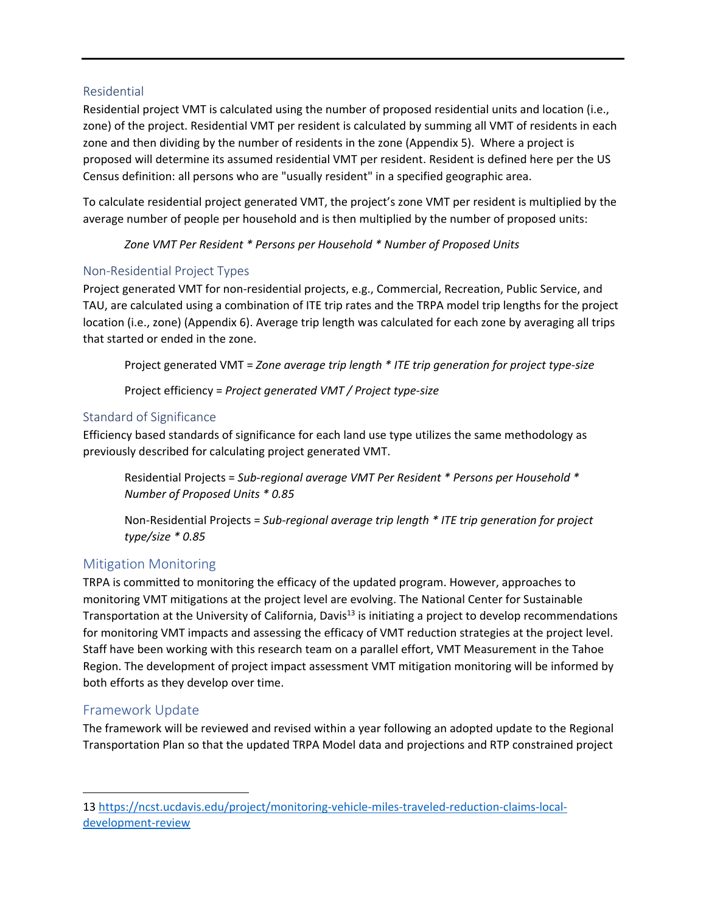### Residential

Residential project VMT is calculated using the number of proposed residential units and location (i.e., zone) of the project. Residential VMT per resident is calculated by summing all VMT of residents in each zone and then dividing by the number of residents in the zone (Appendix 5). Where a project is proposed will determine its assumed residential VMT per resident. Resident is defined here per the US Census definition: all persons who are "usually resident" in a specified geographic area.

To calculate residential project generated VMT, the project's zone VMT per resident is multiplied by the average number of people per household and is then multiplied by the number of proposed units:

> *Zone VMT Per Resident * Persons per Household * Number of Proposed Units*

### Non-Residential Project Types

Project generated VMT for non-residential projects, e.g., Commercial, Recreation, Public Service, and TAU, are calculated using a combination of ITE trip rates and the TRPA model trip lengths for the project location (i.e., zone) (Appendix 6). Average trip length was calculated for each zone by averaging all trips that started or ended in the zone.

> Project generated VMT = *Zone average trip length * ITE trip generation for project type-size*

> Project efficiency = *Project generated VMT / Project type-size*

### Standard of Significance

Efficiency based standards of significance for each land use type utilizes the same methodology as previously described for calculating project generated VMT.

> Residential Projects = *Sub-regional average VMT Per Resident * Persons per Household * Number of Proposed Units * 0.85*

> Non-Residential Projects = *Sub-regional average trip length * ITE trip generation for project type/size * 0.85*

## Mitigation Monitoring

TRPA is committed to monitoring the efficacy of the updated program. However, approaches to monitoring VMT mitigations at the project level are evolving. The National Center for Sustainable Transportation at the University of California, Davis[13] is initiating a project to develop recommendations for monitoring VMT impacts and assessing the efficacy of VMT reduction strategies at the project level. Staff have been working with this research team on a parallel effort, VMT Measurement in the Tahoe Region. The development of project impact assessment VMT mitigation monitoring will be informed by both efforts as they develop over time.

## Framework Update

The framework will be reviewed and revised within a year following an adopted update to the Regional Transportation Plan so that the updated TRPA Model data and projections and RTP constrained project

---

13 https://ncst.ucdavis.edu/project/monitoring-vehicle-miles-traveled-reduction-claims-local-development-review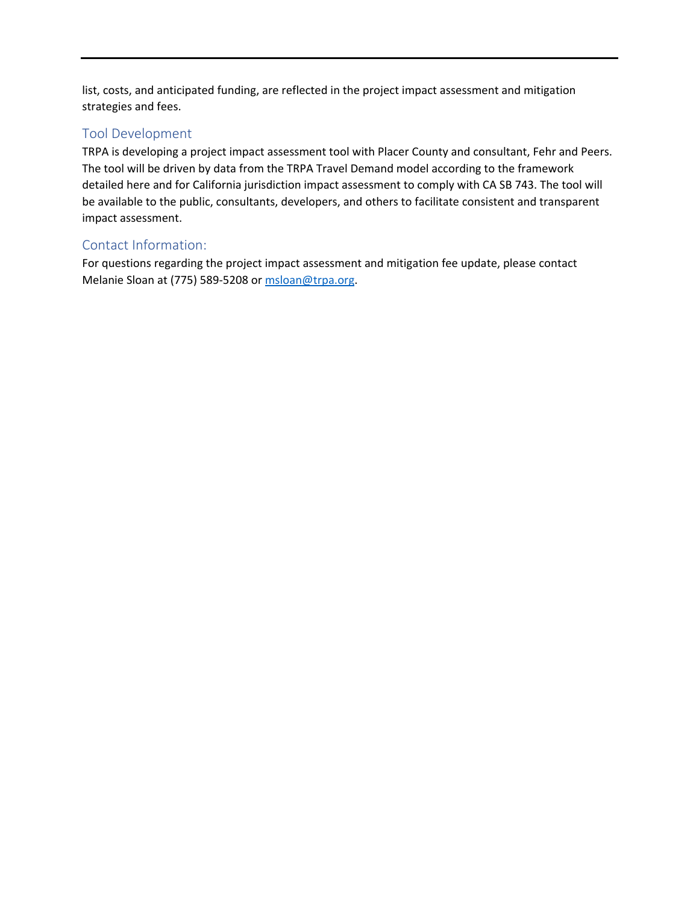list, costs, and anticipated funding, are reflected in the project impact assessment and mitigation strategies and fees.

## Tool Development

TRPA is developing a project impact assessment tool with Placer County and consultant, Fehr and Peers. The tool will be driven by data from the TRPA Travel Demand model according to the framework detailed here and for California jurisdiction impact assessment to comply with CA SB 743. The tool will be available to the public, consultants, developers, and others to facilitate consistent and transparent impact assessment.

## Contact Information:

For questions regarding the project impact assessment and mitigation fee update, please contact Melanie Sloan at (775) 589-5208 or msloan@trpa.org.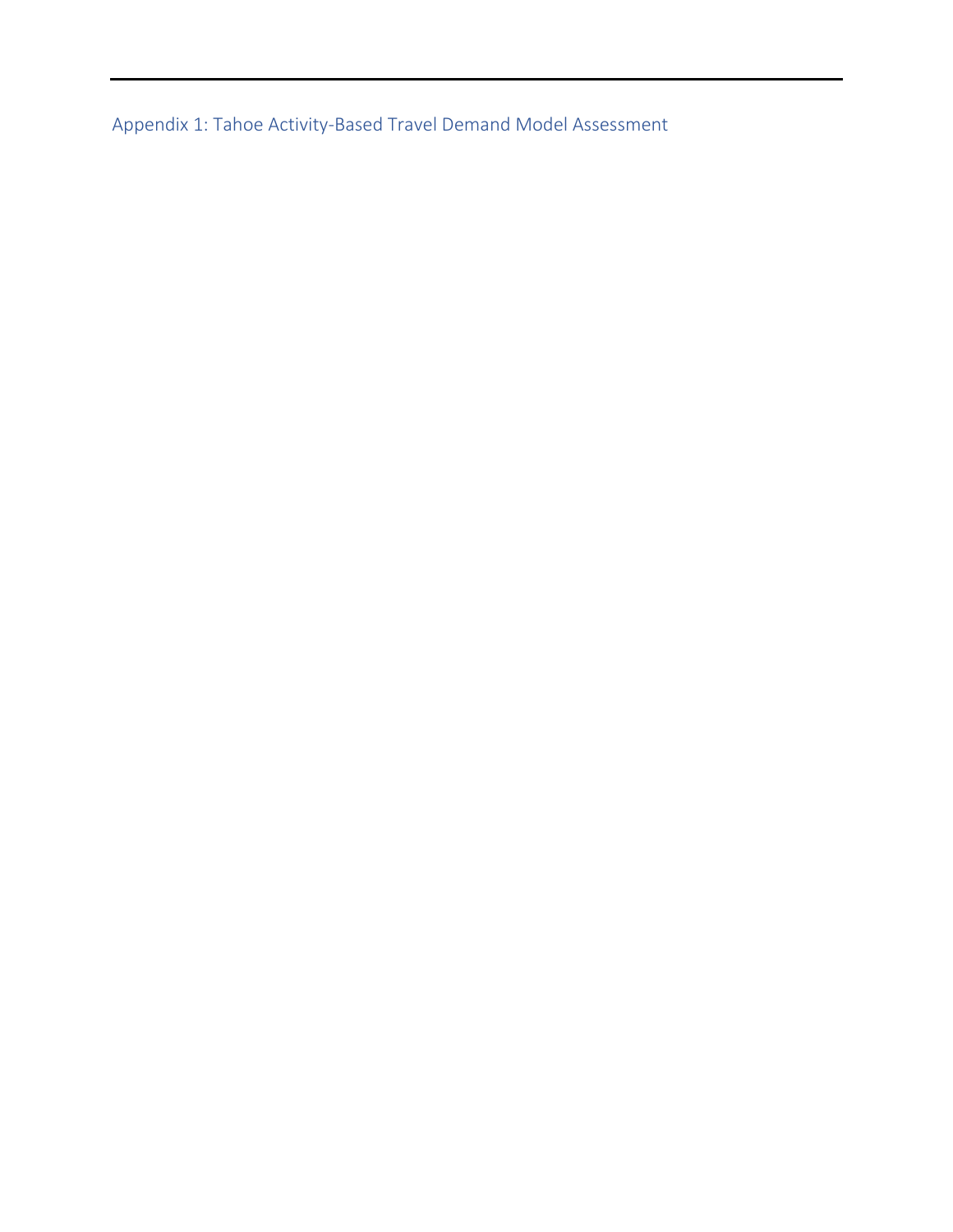## Appendix 1: Tahoe Activity-Based Travel Demand Model Assessment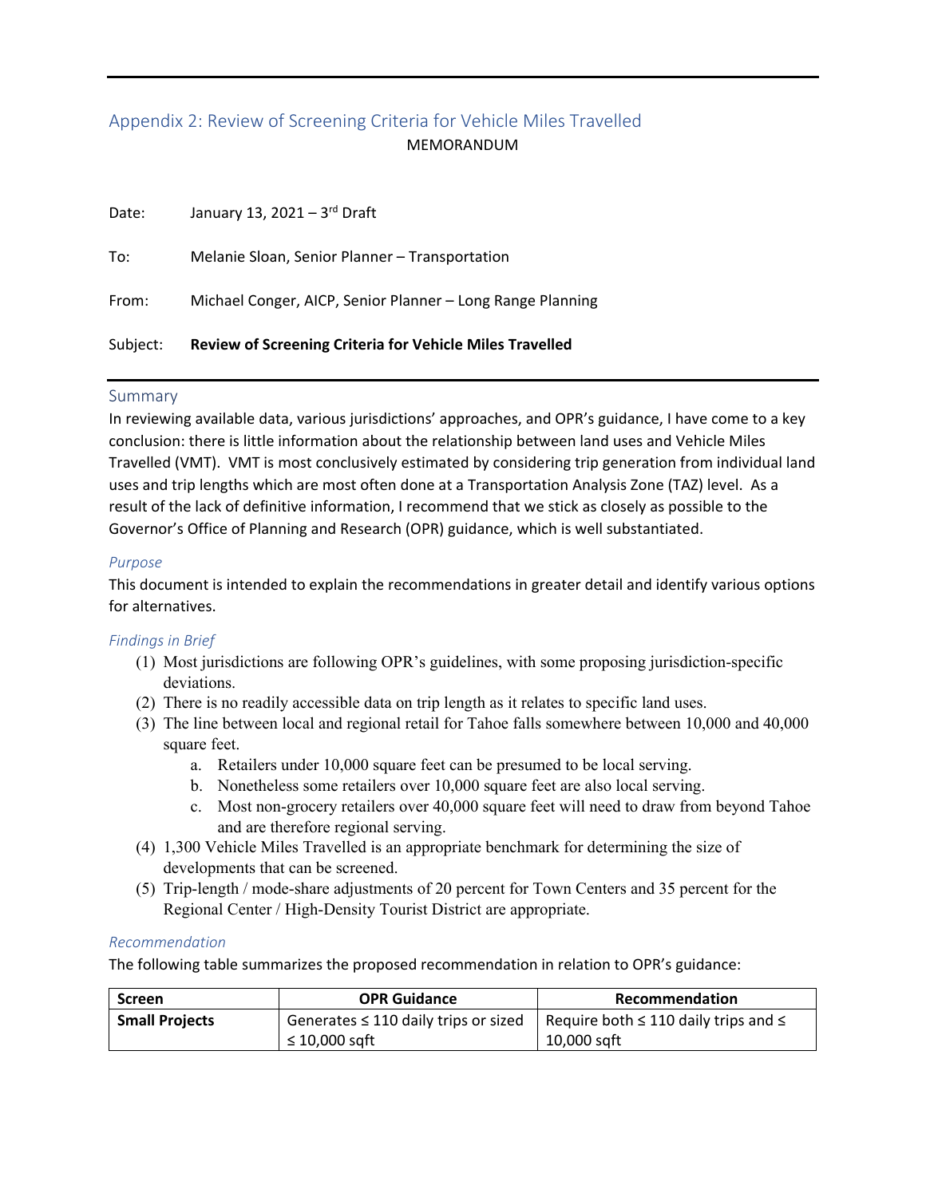## Appendix 2: Review of Screening Criteria for Vehicle Miles Travelled

MEMORANDUM

Date: January 13, 2021 – 3rd Draft

To: Melanie Sloan, Senior Planner – Transportation

From: Michael Conger, AICP, Senior Planner – Long Range Planning

Subject: **Review of Screening Criteria for Vehicle Miles Travelled**

### Summary

In reviewing available data, various jurisdictions' approaches, and OPR's guidance, I have come to a key conclusion: there is little information about the relationship between land uses and Vehicle Miles Travelled (VMT). VMT is most conclusively estimated by considering trip generation from individual land uses and trip lengths which are most often done at a Transportation Analysis Zone (TAZ) level. As a result of the lack of definitive information, I recommend that we stick as closely as possible to the Governor's Office of Planning and Research (OPR) guidance, which is well substantiated.

#### *Purpose*

This document is intended to explain the recommendations in greater detail and identify various options for alternatives.

#### *Findings in Brief*

(1) Most jurisdictions are following OPR's guidelines, with some proposing jurisdiction-specific deviations.
(2) There is no readily accessible data on trip length as it relates to specific land uses.
(3) The line between local and regional retail for Tahoe falls somewhere between 10,000 and 40,000 square feet.
    a. Retailers under 10,000 square feet can be presumed to be local serving.
    b. Nonetheless some retailers over 10,000 square feet are also local serving.
    c. Most non-grocery retailers over 40,000 square feet will need to draw from beyond Tahoe and are therefore regional serving.
(4) 1,300 Vehicle Miles Travelled is an appropriate benchmark for determining the size of developments that can be screened.
(5) Trip-length / mode-share adjustments of 20 percent for Town Centers and 35 percent for the Regional Center / High-Density Tourist District are appropriate.

#### *Recommendation*

The following table summarizes the proposed recommendation in relation to OPR's guidance:

| Screen | OPR Guidance | Recommendation |
|---|---|---|
| **Small Projects** | Generates ≤ 110 daily trips or sized ≤ 10,000 sqft | Require both ≤ 110 daily trips and ≤ 10,000 sqft |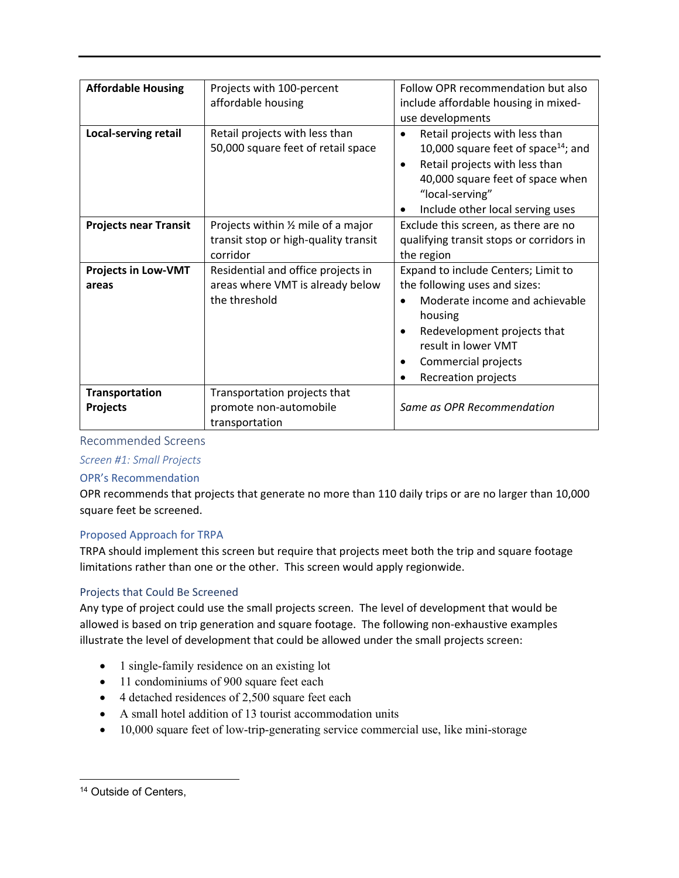| **Affordable Housing** | Projects with 100-percent affordable housing | Follow OPR recommendation but also include affordable housing in mixed-use developments |
|---|---|---|
| **Local-serving retail** | Retail projects with less than 50,000 square feet of retail space | • Retail projects with less than 10,000 square feet of space[14]; and<br>• Retail projects with less than 40,000 square feet of space when "local-serving"<br>• Include other local serving uses |
| **Projects near Transit** | Projects within ½ mile of a major transit stop or high-quality transit corridor | Exclude this screen, as there are no qualifying transit stops or corridors in the region |
| **Projects in Low-VMT areas** | Residential and office projects in areas where VMT is already below the threshold | Expand to include Centers; Limit to the following uses and sizes:<br>• Moderate income and achievable housing<br>• Redevelopment projects that result in lower VMT<br>• Commercial projects<br>• Recreation projects |
| **Transportation Projects** | Transportation projects that promote non-automobile transportation | *Same as OPR Recommendation* |

## Recommended Screens

### *Screen #1: Small Projects*

#### OPR's Recommendation

OPR recommends that projects that generate no more than 110 daily trips or are no larger than 10,000 square feet be screened.

#### Proposed Approach for TRPA

TRPA should implement this screen but require that projects meet both the trip and square footage limitations rather than one or the other. This screen would apply regionwide.

#### Projects that Could Be Screened

Any type of project could use the small projects screen. The level of development that would be allowed is based on trip generation and square footage. The following non-exhaustive examples illustrate the level of development that could be allowed under the small projects screen:

- 1 single-family residence on an existing lot
- 11 condominiums of 900 square feet each
- 4 detached residences of 2,500 square feet each
- A small hotel addition of 13 tourist accommodation units
- 10,000 square feet of low-trip-generating service commercial use, like mini-storage

[14] Outside of Centers,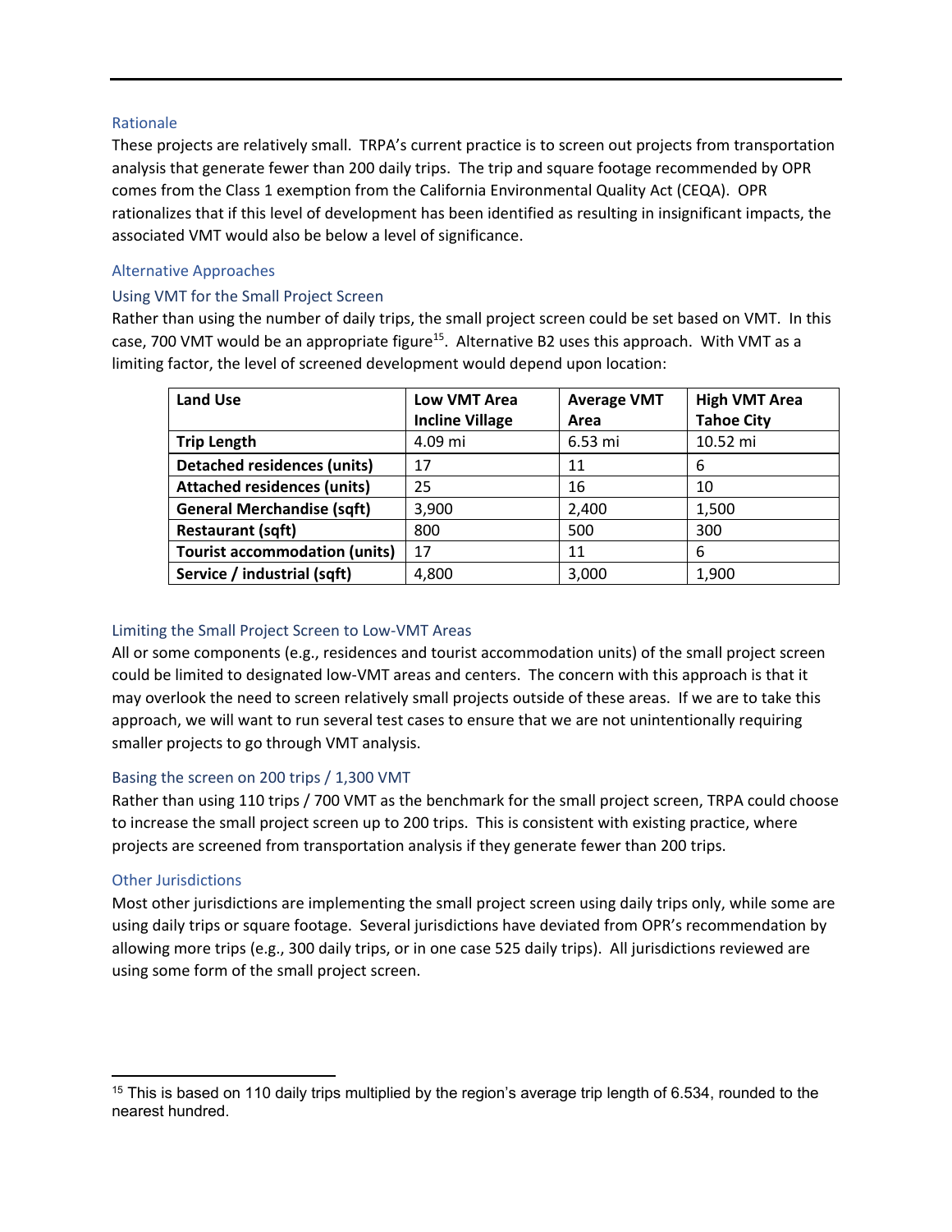### Rationale

These projects are relatively small. TRPA's current practice is to screen out projects from transportation analysis that generate fewer than 200 daily trips. The trip and square footage recommended by OPR comes from the Class 1 exemption from the California Environmental Quality Act (CEQA). OPR rationalizes that if this level of development has been identified as resulting in insignificant impacts, the associated VMT would also be below a level of significance.

### Alternative Approaches

### Using VMT for the Small Project Screen

Rather than using the number of daily trips, the small project screen could be set based on VMT. In this case, 700 VMT would be an appropriate figure[15]. Alternative B2 uses this approach. With VMT as a limiting factor, the level of screened development would depend upon location:

| Land Use | Low VMT Area Incline Village | Average VMT Area | High VMT Area Tahoe City |
|---|---|---|---|
| **Trip Length** | 4.09 mi | 6.53 mi | 10.52 mi |
| **Detached residences (units)** | 17 | 11 | 6 |
| **Attached residences (units)** | 25 | 16 | 10 |
| **General Merchandise (sqft)** | 3,900 | 2,400 | 1,500 |
| **Restaurant (sqft)** | 800 | 500 | 300 |
| **Tourist accommodation (units)** | 17 | 11 | 6 |
| **Service / industrial (sqft)** | 4,800 | 3,000 | 1,900 |

### Limiting the Small Project Screen to Low-VMT Areas

All or some components (e.g., residences and tourist accommodation units) of the small project screen could be limited to designated low-VMT areas and centers. The concern with this approach is that it may overlook the need to screen relatively small projects outside of these areas. If we are to take this approach, we will want to run several test cases to ensure that we are not unintentionally requiring smaller projects to go through VMT analysis.

### Basing the screen on 200 trips / 1,300 VMT

Rather than using 110 trips / 700 VMT as the benchmark for the small project screen, TRPA could choose to increase the small project screen up to 200 trips. This is consistent with existing practice, where projects are screened from transportation analysis if they generate fewer than 200 trips.

### Other Jurisdictions

Most other jurisdictions are implementing the small project screen using daily trips only, while some are using daily trips or square footage. Several jurisdictions have deviated from OPR's recommendation by allowing more trips (e.g., 300 daily trips, or in one case 525 daily trips). All jurisdictions reviewed are using some form of the small project screen.

---

[15] This is based on 110 daily trips multiplied by the region's average trip length of 6.534, rounded to the nearest hundred.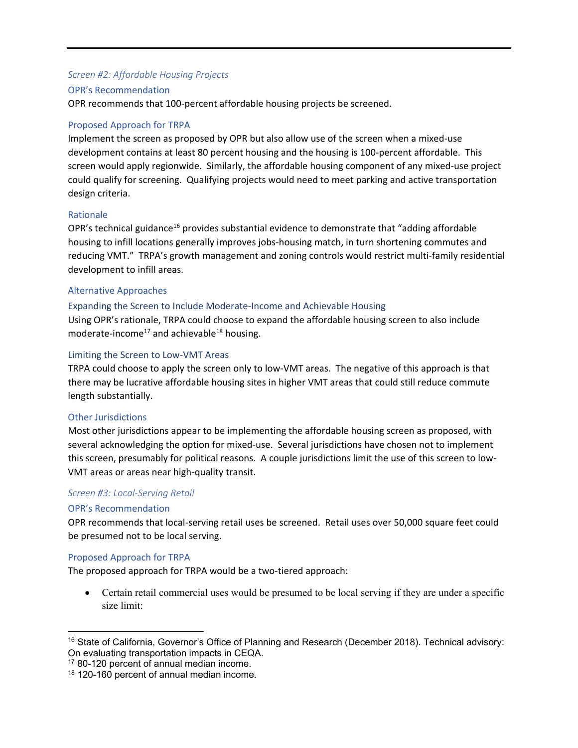### *Screen #2: Affordable Housing Projects*

#### OPR's Recommendation

OPR recommends that 100-percent affordable housing projects be screened.

#### Proposed Approach for TRPA

Implement the screen as proposed by OPR but also allow use of the screen when a mixed-use development contains at least 80 percent housing and the housing is 100-percent affordable. This screen would apply regionwide. Similarly, the affordable housing component of any mixed-use project could qualify for screening. Qualifying projects would need to meet parking and active transportation design criteria.

#### Rationale

OPR's technical guidance[16] provides substantial evidence to demonstrate that "adding affordable housing to infill locations generally improves jobs-housing match, in turn shortening commutes and reducing VMT." TRPA's growth management and zoning controls would restrict multi-family residential development to infill areas.

#### Alternative Approaches

##### Expanding the Screen to Include Moderate-Income and Achievable Housing

Using OPR's rationale, TRPA could choose to expand the affordable housing screen to also include moderate-income[17] and achievable[18] housing.

##### Limiting the Screen to Low-VMT Areas

TRPA could choose to apply the screen only to low-VMT areas. The negative of this approach is that there may be lucrative affordable housing sites in higher VMT areas that could still reduce commute length substantially.

#### Other Jurisdictions

Most other jurisdictions appear to be implementing the affordable housing screen as proposed, with several acknowledging the option for mixed-use. Several jurisdictions have chosen not to implement this screen, presumably for political reasons. A couple jurisdictions limit the use of this screen to low-VMT areas or areas near high-quality transit.

### *Screen #3: Local-Serving Retail*

#### OPR's Recommendation

OPR recommends that local-serving retail uses be screened. Retail uses over 50,000 square feet could be presumed not to be local serving.

#### Proposed Approach for TRPA

The proposed approach for TRPA would be a two-tiered approach:

- Certain retail commercial uses would be presumed to be local serving if they are under a specific size limit:

---

[16] State of California, Governor's Office of Planning and Research (December 2018). Technical advisory: On evaluating transportation impacts in CEQA.

[17] 80-120 percent of annual median income.

[18] 120-160 percent of annual median income.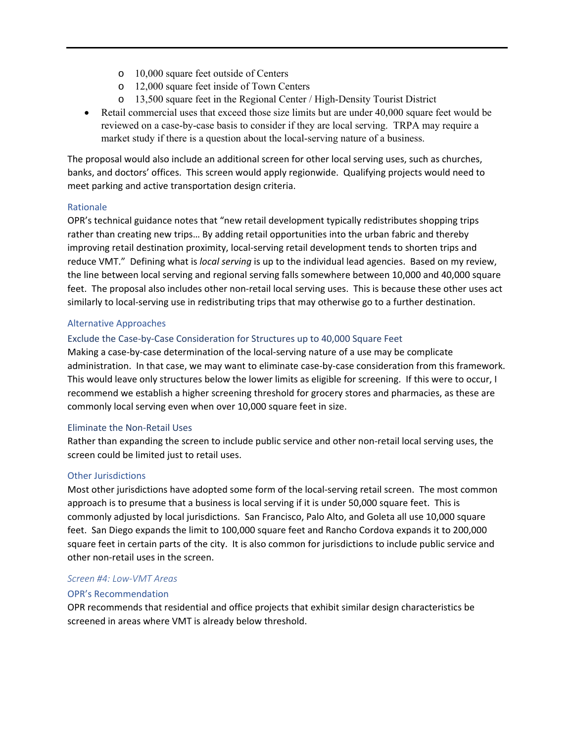- 10,000 square feet outside of Centers
  - 12,000 square feet inside of Town Centers
  - 13,500 square feet in the Regional Center / High-Density Tourist District
- Retail commercial uses that exceed those size limits but are under 40,000 square feet would be reviewed on a case-by-case basis to consider if they are local serving. TRPA may require a market study if there is a question about the local-serving nature of a business.

The proposal would also include an additional screen for other local serving uses, such as churches, banks, and doctors' offices. This screen would apply regionwide. Qualifying projects would need to meet parking and active transportation design criteria.

#### Rationale

OPR's technical guidance notes that "new retail development typically redistributes shopping trips rather than creating new trips… By adding retail opportunities into the urban fabric and thereby improving retail destination proximity, local-serving retail development tends to shorten trips and reduce VMT." Defining what is *local serving* is up to the individual lead agencies. Based on my review, the line between local serving and regional serving falls somewhere between 10,000 and 40,000 square feet. The proposal also includes other non-retail local serving uses. This is because these other uses act similarly to local-serving use in redistributing trips that may otherwise go to a further destination.

#### Alternative Approaches

#### Exclude the Case-by-Case Consideration for Structures up to 40,000 Square Feet

Making a case-by-case determination of the local-serving nature of a use may be complicate administration. In that case, we may want to eliminate case-by-case consideration from this framework. This would leave only structures below the lower limits as eligible for screening. If this were to occur, I recommend we establish a higher screening threshold for grocery stores and pharmacies, as these are commonly local serving even when over 10,000 square feet in size.

#### Eliminate the Non-Retail Uses

Rather than expanding the screen to include public service and other non-retail local serving uses, the screen could be limited just to retail uses.

#### Other Jurisdictions

Most other jurisdictions have adopted some form of the local-serving retail screen. The most common approach is to presume that a business is local serving if it is under 50,000 square feet. This is commonly adjusted by local jurisdictions. San Francisco, Palo Alto, and Goleta all use 10,000 square feet. San Diego expands the limit to 100,000 square feet and Rancho Cordova expands it to 200,000 square feet in certain parts of the city. It is also common for jurisdictions to include public service and other non-retail uses in the screen.

### *Screen #4: Low-VMT Areas*

#### OPR's Recommendation

OPR recommends that residential and office projects that exhibit similar design characteristics be screened in areas where VMT is already below threshold.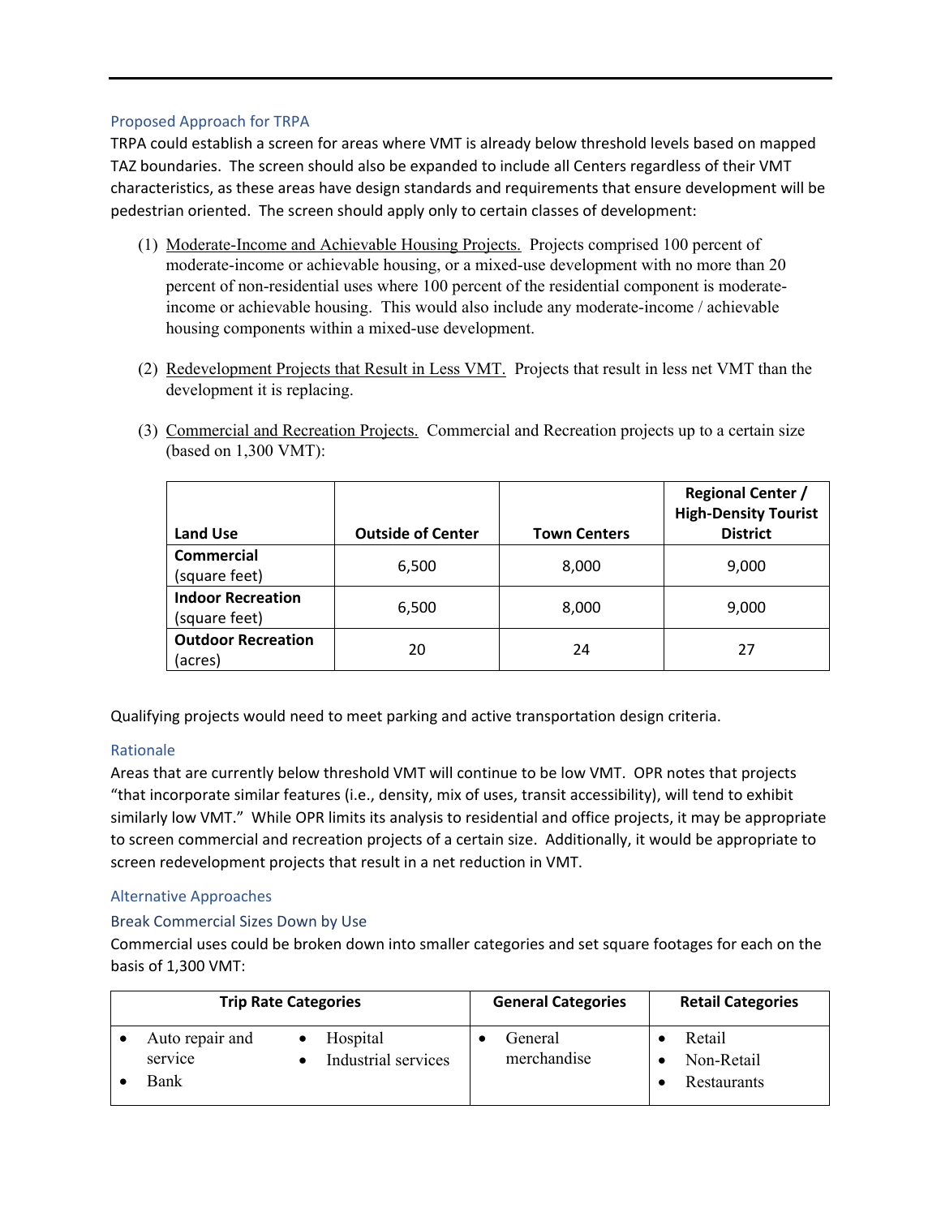### Proposed Approach for TRPA

TRPA could establish a screen for areas where VMT is already below threshold levels based on mapped TAZ boundaries. The screen should also be expanded to include all Centers regardless of their VMT characteristics, as these areas have design standards and requirements that ensure development will be pedestrian oriented. The screen should apply only to certain classes of development:

(1) Moderate-Income and Achievable Housing Projects. Projects comprised 100 percent of moderate-income or achievable housing, or a mixed-use development with no more than 20 percent of non-residential uses where 100 percent of the residential component is moderate-income or achievable housing. This would also include any moderate-income / achievable housing components within a mixed-use development.

(2) Redevelopment Projects that Result in Less VMT. Projects that result in less net VMT than the development it is replacing.

(3) Commercial and Recreation Projects. Commercial and Recreation projects up to a certain size (based on 1,300 VMT):

| Land Use | Outside of Center | Town Centers | Regional Center / High-Density Tourist District |
|---|---|---|---|
| **Commercial** (square feet) | 6,500 | 8,000 | 9,000 |
| **Indoor Recreation** (square feet) | 6,500 | 8,000 | 9,000 |
| **Outdoor Recreation** (acres) | 20 | 24 | 27 |

Qualifying projects would need to meet parking and active transportation design criteria.

### Rationale

Areas that are currently below threshold VMT will continue to be low VMT. OPR notes that projects "that incorporate similar features (i.e., density, mix of uses, transit accessibility), will tend to exhibit similarly low VMT." While OPR limits its analysis to residential and office projects, it may be appropriate to screen commercial and recreation projects of a certain size. Additionally, it would be appropriate to screen redevelopment projects that result in a net reduction in VMT.

### Alternative Approaches

#### Break Commercial Sizes Down by Use

Commercial uses could be broken down into smaller categories and set square footages for each on the basis of 1,300 VMT:

| Trip Rate Categories | General Categories | Retail Categories |
|---|---|---|
| • Auto repair and service<br>• Bank<br>• Hospital<br>• Industrial services | • General merchandise | • Retail<br>• Non-Retail<br>• Restaurants |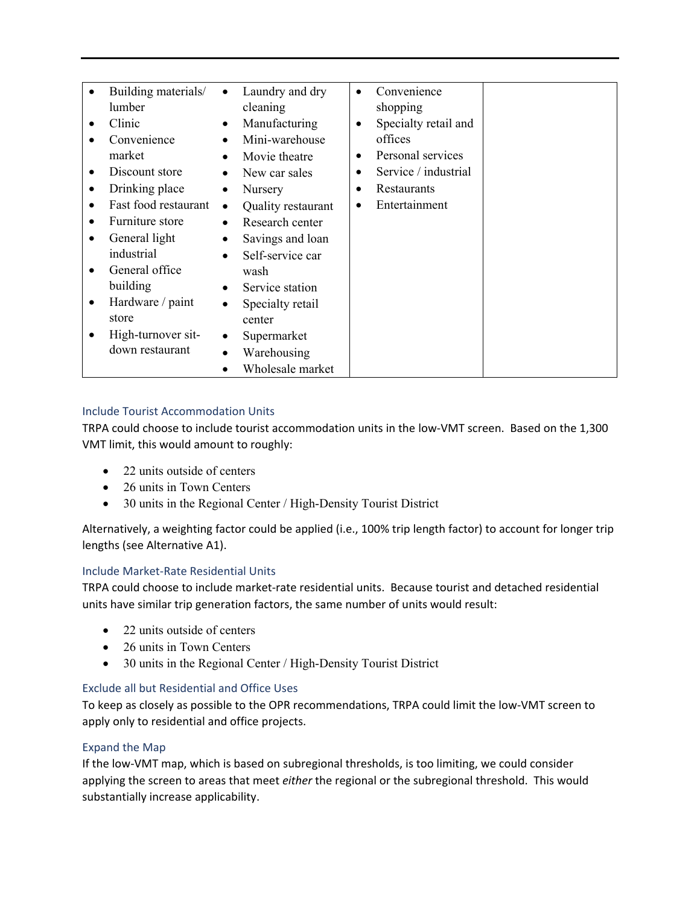| | | | |
|---|---|---|---|
| • Building materials/ lumber<br>• Clinic<br>• Convenience market<br>• Discount store<br>• Drinking place<br>• Fast food restaurant<br>• Furniture store<br>• General light industrial<br>• General office building<br>• Hardware / paint store<br>• High-turnover sit-down restaurant | • Laundry and dry cleaning<br>• Manufacturing<br>• Mini-warehouse<br>• Movie theatre<br>• New car sales<br>• Nursery<br>• Quality restaurant<br>• Research center<br>• Savings and loan<br>• Self-service car wash<br>• Service station<br>• Specialty retail center<br>• Supermarket<br>• Warehousing<br>• Wholesale market | • Convenience shopping<br>• Specialty retail and offices<br>• Personal services<br>• Service / industrial<br>• Restaurants<br>• Entertainment | |

### Include Tourist Accommodation Units

TRPA could choose to include tourist accommodation units in the low-VMT screen. Based on the 1,300 VMT limit, this would amount to roughly:

- 22 units outside of centers
- 26 units in Town Centers
- 30 units in the Regional Center / High-Density Tourist District

Alternatively, a weighting factor could be applied (i.e., 100% trip length factor) to account for longer trip lengths (see Alternative A1).

### Include Market-Rate Residential Units

TRPA could choose to include market-rate residential units. Because tourist and detached residential units have similar trip generation factors, the same number of units would result:

- 22 units outside of centers
- 26 units in Town Centers
- 30 units in the Regional Center / High-Density Tourist District

### Exclude all but Residential and Office Uses

To keep as closely as possible to the OPR recommendations, TRPA could limit the low-VMT screen to apply only to residential and office projects.

### Expand the Map

If the low-VMT map, which is based on subregional thresholds, is too limiting, we could consider applying the screen to areas that meet *either* the regional or the subregional threshold. This would substantially increase applicability.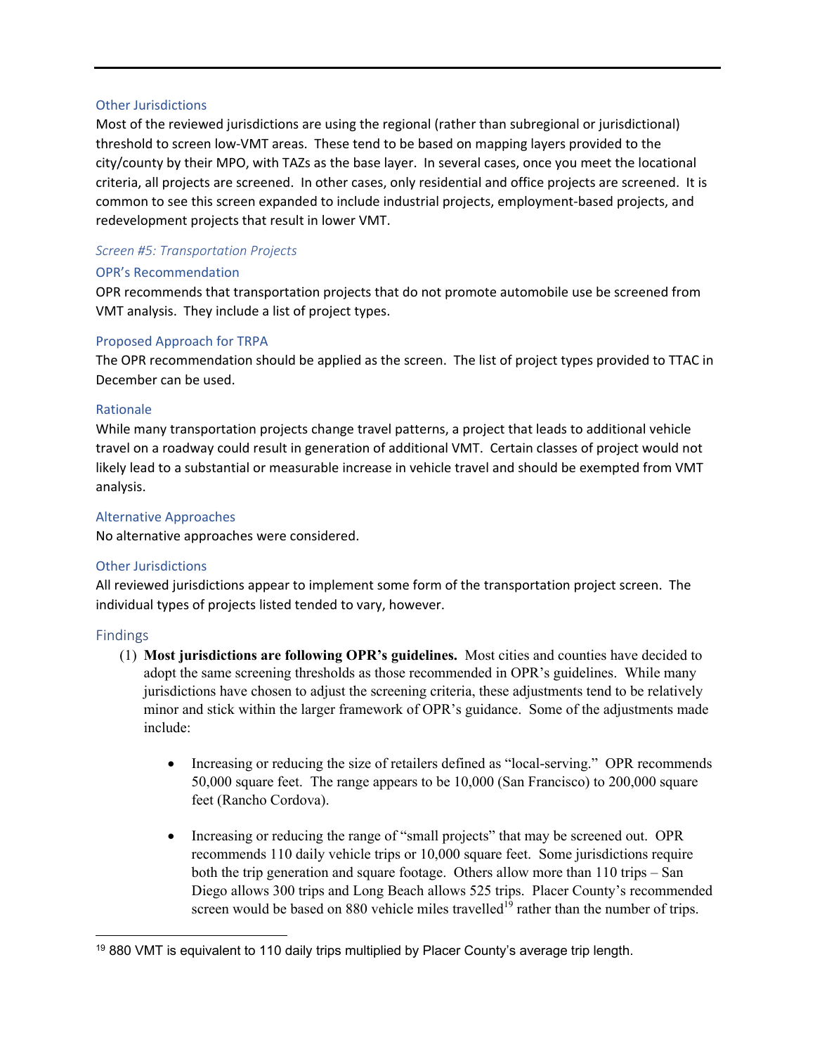#### Other Jurisdictions

Most of the reviewed jurisdictions are using the regional (rather than subregional or jurisdictional) threshold to screen low-VMT areas. These tend to be based on mapping layers provided to the city/county by their MPO, with TAZs as the base layer. In several cases, once you meet the locational criteria, all projects are screened. In other cases, only residential and office projects are screened. It is common to see this screen expanded to include industrial projects, employment-based projects, and redevelopment projects that result in lower VMT.

### *Screen #5: Transportation Projects*

#### OPR's Recommendation

OPR recommends that transportation projects that do not promote automobile use be screened from VMT analysis. They include a list of project types.

#### Proposed Approach for TRPA

The OPR recommendation should be applied as the screen. The list of project types provided to TTAC in December can be used.

#### Rationale

While many transportation projects change travel patterns, a project that leads to additional vehicle travel on a roadway could result in generation of additional VMT. Certain classes of project would not likely lead to a substantial or measurable increase in vehicle travel and should be exempted from VMT analysis.

#### Alternative Approaches

No alternative approaches were considered.

#### Other Jurisdictions

All reviewed jurisdictions appear to implement some form of the transportation project screen. The individual types of projects listed tended to vary, however.

## Findings

(1) **Most jurisdictions are following OPR's guidelines.** Most cities and counties have decided to adopt the same screening thresholds as those recommended in OPR's guidelines. While many jurisdictions have chosen to adjust the screening criteria, these adjustments tend to be relatively minor and stick within the larger framework of OPR's guidance. Some of the adjustments made include:

- Increasing or reducing the size of retailers defined as "local-serving." OPR recommends 50,000 square feet. The range appears to be 10,000 (San Francisco) to 200,000 square feet (Rancho Cordova).

- Increasing or reducing the range of "small projects" that may be screened out. OPR recommends 110 daily vehicle trips or 10,000 square feet. Some jurisdictions require both the trip generation and square footage. Others allow more than 110 trips – San Diego allows 300 trips and Long Beach allows 525 trips. Placer County's recommended screen would be based on 880 vehicle miles travelled[19] rather than the number of trips.

[19] 880 VMT is equivalent to 110 daily trips multiplied by Placer County's average trip length.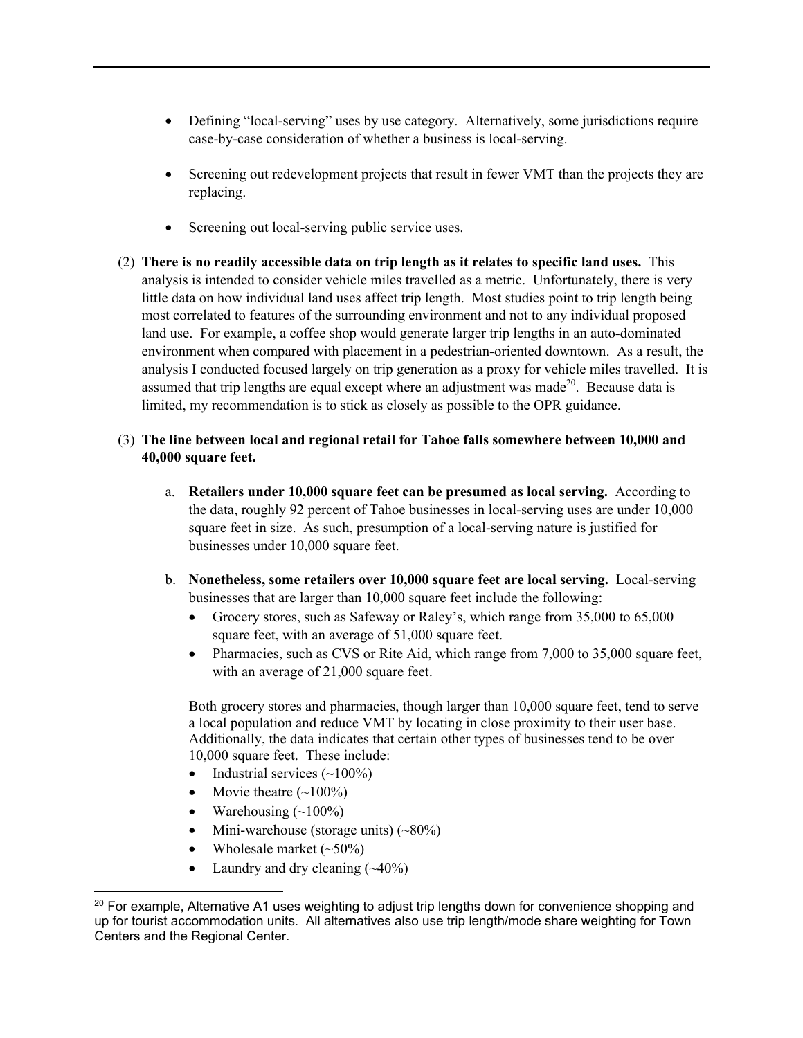- Defining "local-serving" uses by use category. Alternatively, some jurisdictions require case-by-case consideration of whether a business is local-serving.
- Screening out redevelopment projects that result in fewer VMT than the projects they are replacing.
- Screening out local-serving public service uses.

(2) **There is no readily accessible data on trip length as it relates to specific land uses.** This analysis is intended to consider vehicle miles travelled as a metric. Unfortunately, there is very little data on how individual land uses affect trip length. Most studies point to trip length being most correlated to features of the surrounding environment and not to any individual proposed land use. For example, a coffee shop would generate larger trip lengths in an auto-dominated environment when compared with placement in a pedestrian-oriented downtown. As a result, the analysis I conducted focused largely on trip generation as a proxy for vehicle miles travelled. It is assumed that trip lengths are equal except where an adjustment was made[20]. Because data is limited, my recommendation is to stick as closely as possible to the OPR guidance.

(3) **The line between local and regional retail for Tahoe falls somewhere between 10,000 and 40,000 square feet.**

a. **Retailers under 10,000 square feet can be presumed as local serving.** According to the data, roughly 92 percent of Tahoe businesses in local-serving uses are under 10,000 square feet in size. As such, presumption of a local-serving nature is justified for businesses under 10,000 square feet.

b. **Nonetheless, some retailers over 10,000 square feet are local serving.** Local-serving businesses that are larger than 10,000 square feet include the following:

- Grocery stores, such as Safeway or Raley's, which range from 35,000 to 65,000 square feet, with an average of 51,000 square feet.
- Pharmacies, such as CVS or Rite Aid, which range from 7,000 to 35,000 square feet, with an average of 21,000 square feet.

Both grocery stores and pharmacies, though larger than 10,000 square feet, tend to serve a local population and reduce VMT by locating in close proximity to their user base. Additionally, the data indicates that certain other types of businesses tend to be over 10,000 square feet. These include:

- Industrial services (~100%)
- Movie theatre (~100%)
- Warehousing (~100%)
- Mini-warehouse (storage units) (~80%)
- Wholesale market (~50%)
- Laundry and dry cleaning (~40%)

[20] For example, Alternative A1 uses weighting to adjust trip lengths down for convenience shopping and up for tourist accommodation units. All alternatives also use trip length/mode share weighting for Town Centers and the Regional Center.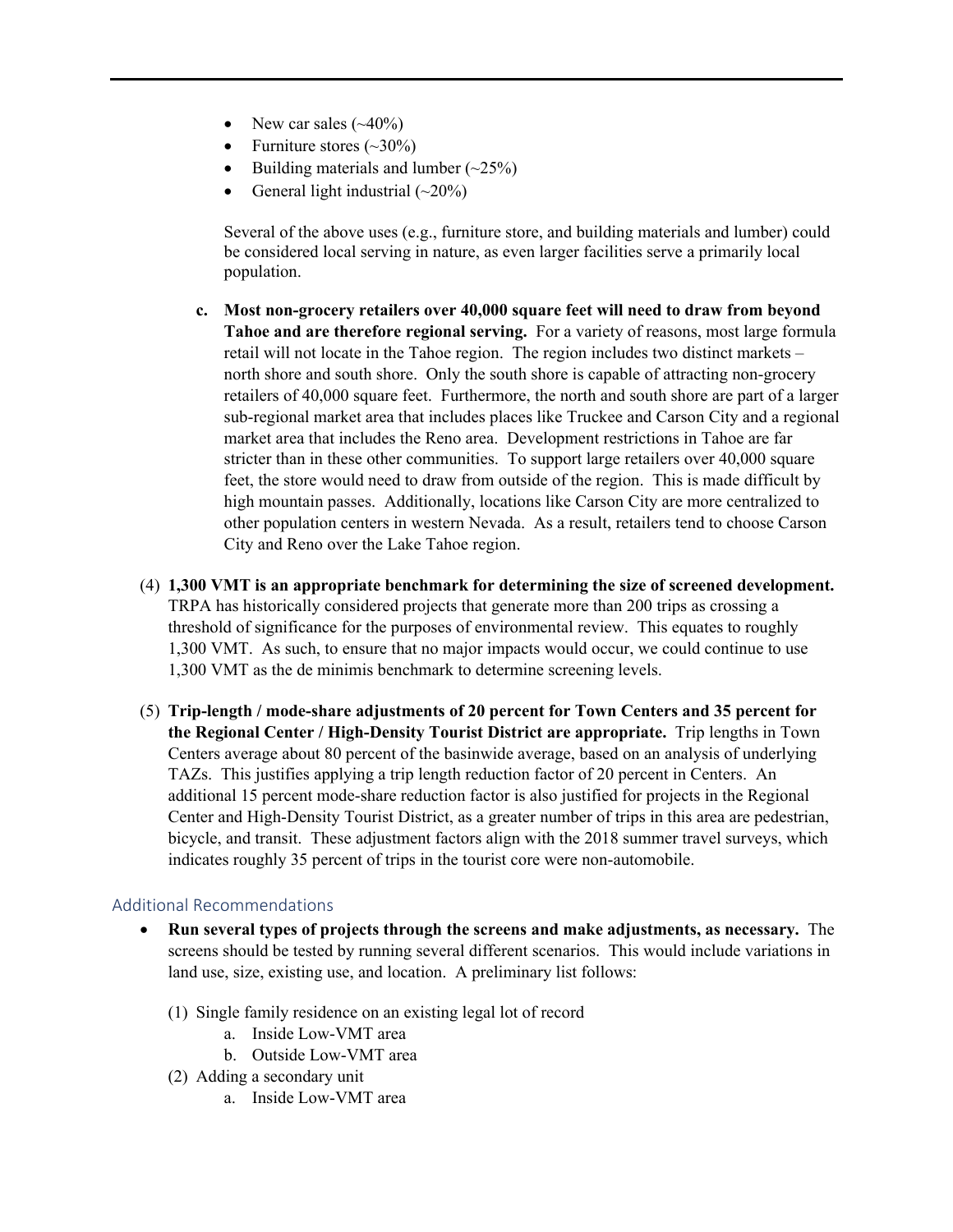- New car sales (~40%)
- Furniture stores (~30%)
- Building materials and lumber (~25%)
- General light industrial (~20%)

  Several of the above uses (e.g., furniture store, and building materials and lumber) could be considered local serving in nature, as even larger facilities serve a primarily local population.

  c. **Most non-grocery retailers over 40,000 square feet will need to draw from beyond Tahoe and are therefore regional serving.** For a variety of reasons, most large formula retail will not locate in the Tahoe region. The region includes two distinct markets – north shore and south shore. Only the south shore is capable of attracting non-grocery retailers of 40,000 square feet. Furthermore, the north and south shore are part of a larger sub-regional market area that includes places like Truckee and Carson City and a regional market area that includes the Reno area. Development restrictions in Tahoe are far stricter than in these other communities. To support large retailers over 40,000 square feet, the store would need to draw from outside of the region. This is made difficult by high mountain passes. Additionally, locations like Carson City are more centralized to other population centers in western Nevada. As a result, retailers tend to choose Carson City and Reno over the Lake Tahoe region.

(4) **1,300 VMT is an appropriate benchmark for determining the size of screened development.** TRPA has historically considered projects that generate more than 200 trips as crossing a threshold of significance for the purposes of environmental review. This equates to roughly 1,300 VMT. As such, to ensure that no major impacts would occur, we could continue to use 1,300 VMT as the de minimis benchmark to determine screening levels.

(5) **Trip-length / mode-share adjustments of 20 percent for Town Centers and 35 percent for the Regional Center / High-Density Tourist District are appropriate.** Trip lengths in Town Centers average about 80 percent of the basinwide average, based on an analysis of underlying TAZs. This justifies applying a trip length reduction factor of 20 percent in Centers. An additional 15 percent mode-share reduction factor is also justified for projects in the Regional Center and High-Density Tourist District, as a greater number of trips in this area are pedestrian, bicycle, and transit. These adjustment factors align with the 2018 summer travel surveys, which indicates roughly 35 percent of trips in the tourist core were non-automobile.

## Additional Recommendations

- **Run several types of projects through the screens and make adjustments, as necessary.** The screens should be tested by running several different scenarios. This would include variations in land use, size, existing use, and location. A preliminary list follows:

  (1) Single family residence on an existing legal lot of record
      a. Inside Low-VMT area
      b. Outside Low-VMT area
  (2) Adding a secondary unit
      a. Inside Low-VMT area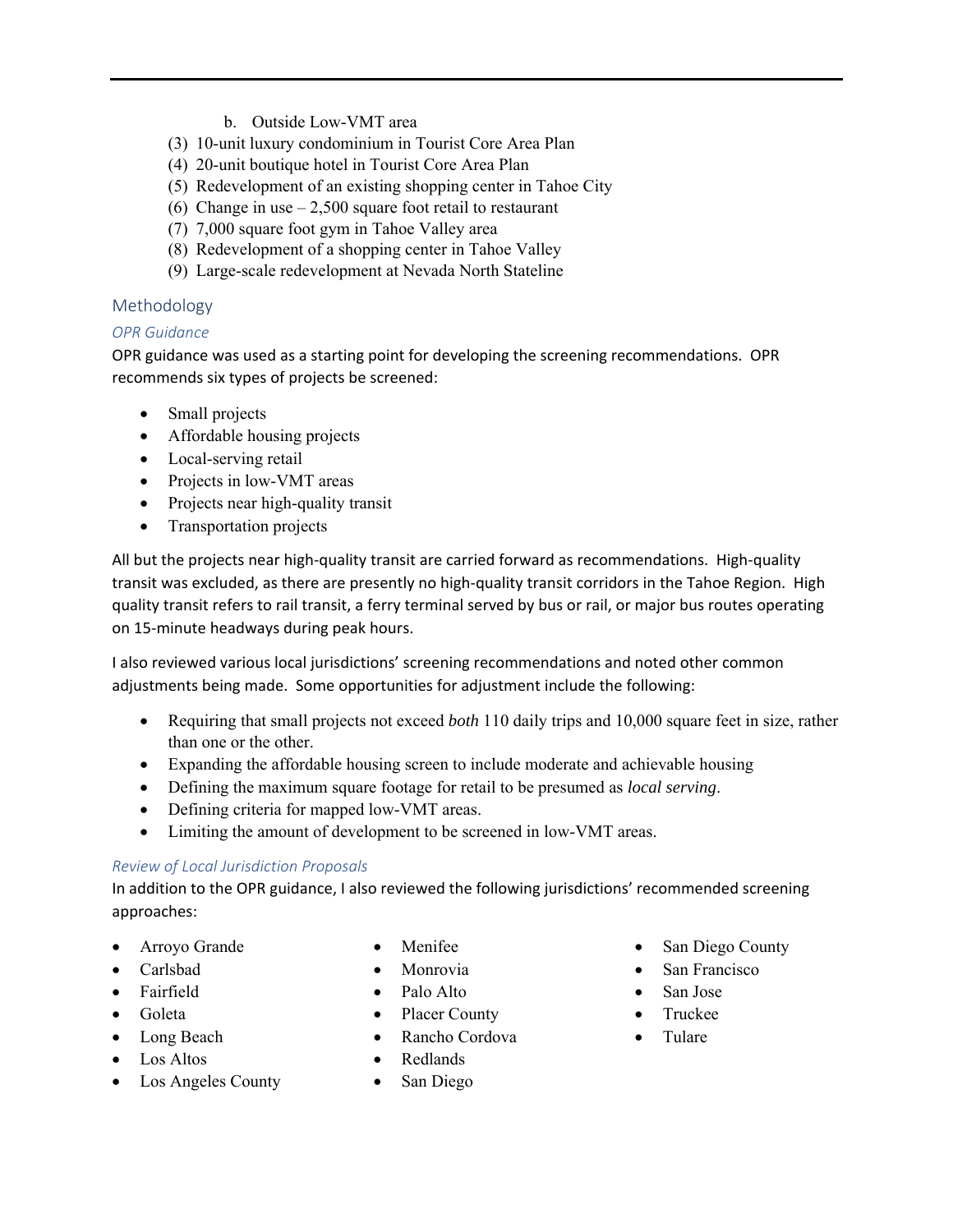b. Outside Low-VMT area

(3) 10-unit luxury condominium in Tourist Core Area Plan
(4) 20-unit boutique hotel in Tourist Core Area Plan
(5) Redevelopment of an existing shopping center in Tahoe City
(6) Change in use – 2,500 square foot retail to restaurant
(7) 7,000 square foot gym in Tahoe Valley area
(8) Redevelopment of a shopping center in Tahoe Valley
(9) Large-scale redevelopment at Nevada North Stateline

## Methodology

### *OPR Guidance*

OPR guidance was used as a starting point for developing the screening recommendations. OPR recommends six types of projects be screened:

- Small projects
- Affordable housing projects
- Local-serving retail
- Projects in low-VMT areas
- Projects near high-quality transit
- Transportation projects

All but the projects near high-quality transit are carried forward as recommendations. High-quality transit was excluded, as there are presently no high-quality transit corridors in the Tahoe Region. High quality transit refers to rail transit, a ferry terminal served by bus or rail, or major bus routes operating on 15-minute headways during peak hours.

I also reviewed various local jurisdictions' screening recommendations and noted other common adjustments being made. Some opportunities for adjustment include the following:

- Requiring that small projects not exceed *both* 110 daily trips and 10,000 square feet in size, rather than one or the other.
- Expanding the affordable housing screen to include moderate and achievable housing
- Defining the maximum square footage for retail to be presumed as *local serving*.
- Defining criteria for mapped low-VMT areas.
- Limiting the amount of development to be screened in low-VMT areas.

### *Review of Local Jurisdiction Proposals*

In addition to the OPR guidance, I also reviewed the following jurisdictions' recommended screening approaches:

- Arroyo Grande
- Carlsbad
- Fairfield
- Goleta
- Long Beach
- Los Altos
- Los Angeles County
- Menifee
- Monrovia
- Palo Alto
- Placer County
- Rancho Cordova
- Redlands
- San Diego
- San Diego County
- San Francisco
- San Jose
- Truckee
- Tulare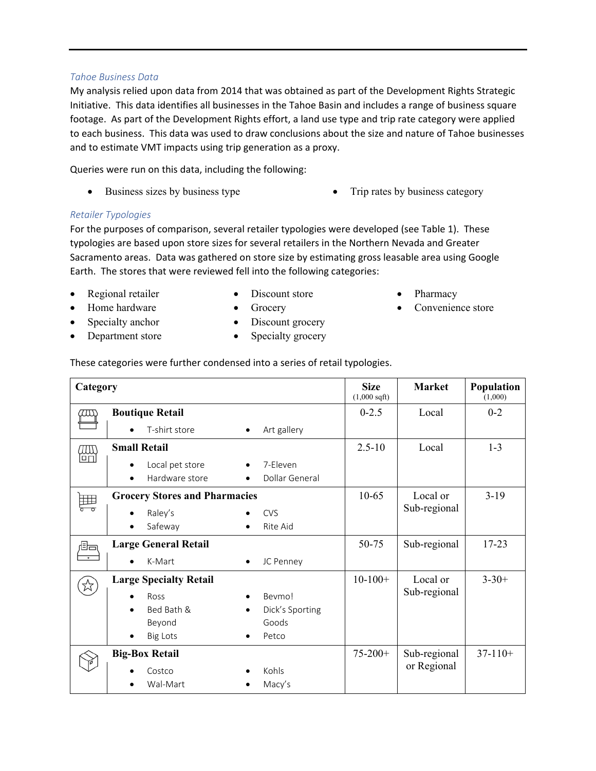### *Tahoe Business Data*

My analysis relied upon data from 2014 that was obtained as part of the Development Rights Strategic Initiative. This data identifies all businesses in the Tahoe Basin and includes a range of business square footage. As part of the Development Rights effort, a land use type and trip rate category were applied to each business. This data was used to draw conclusions about the size and nature of Tahoe businesses and to estimate VMT impacts using trip generation as a proxy.

Queries were run on this data, including the following:

- Business sizes by business type
- Trip rates by business category

### *Retailer Typologies*

For the purposes of comparison, several retailer typologies were developed (see Table 1). These typologies are based upon store sizes for several retailers in the Northern Nevada and Greater Sacramento areas. Data was gathered on store size by estimating gross leasable area using Google Earth. The stores that were reviewed fell into the following categories:

- Regional retailer
- Home hardware
- Specialty anchor
- Department store
- Discount store
- Grocery
- Discount grocery
- Specialty grocery
- Pharmacy
- Convenience store

These categories were further condensed into a series of retail typologies.

| Category | Size (1,000 sqft) | Market | Population (1,000) |
|---|---|---|---|
| **Boutique Retail**<br>• T-shirt store<br>• Art gallery | 0-2.5 | Local | 0-2 |
| **Small Retail**<br>• Local pet store<br>• Hardware store<br>• 7-Eleven<br>• Dollar General | 2.5-10 | Local | 1-3 |
| **Grocery Stores and Pharmacies**<br>• Raley's<br>• Safeway<br>• CVS<br>• Rite Aid | 10-65 | Local or Sub-regional | 3-19 |
| **Large General Retail**<br>• K-Mart<br>• JC Penney | 50-75 | Sub-regional | 17-23 |
| **Large Specialty Retail**<br>• Ross<br>• Bed Bath & Beyond<br>• Big Lots<br>• Bevmo!<br>• Dick's Sporting Goods<br>• Petco | 10-100+ | Local or Sub-regional | 3-30+ |
| **Big-Box Retail**<br>• Costco<br>• Wal-Mart<br>• Kohls<br>• Macy's | 75-200+ | Sub-regional or Regional | 37-110+ |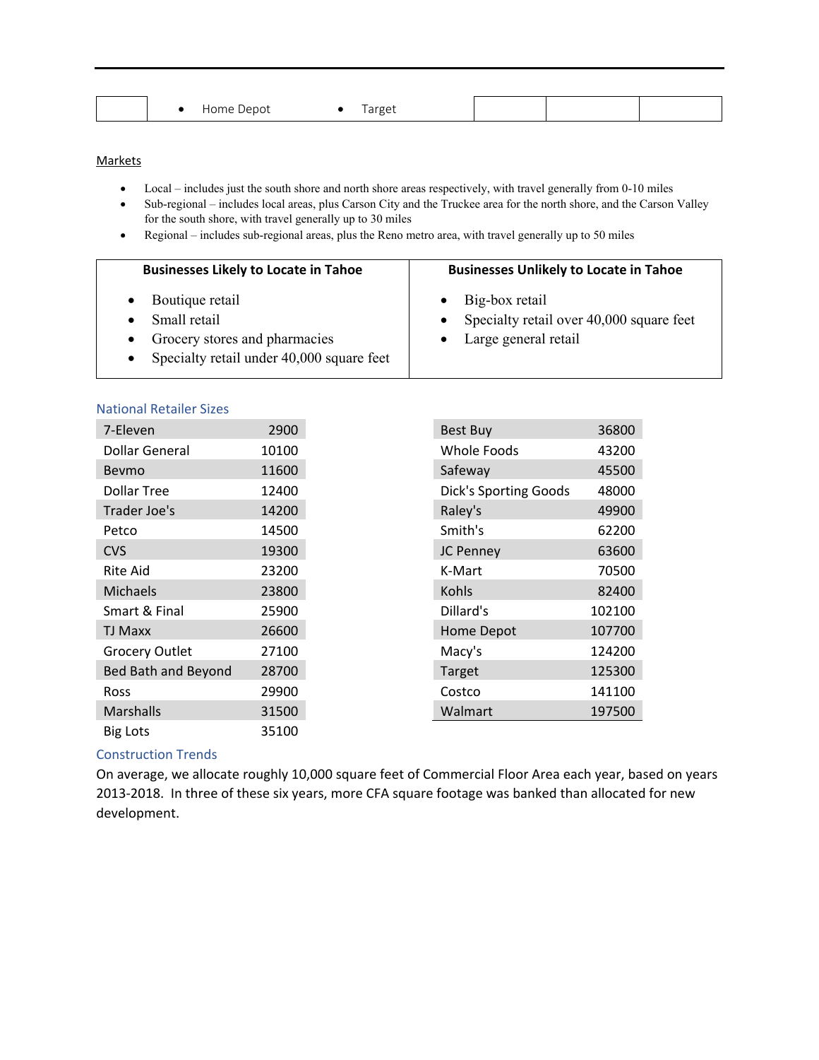| | • Home Depot | • Target | | | |
|---|---|---|---|---|---|

Markets

- Local – includes just the south shore and north shore areas respectively, with travel generally from 0-10 miles
- Sub-regional – includes local areas, plus Carson City and the Truckee area for the north shore, and the Carson Valley for the south shore, with travel generally up to 30 miles
- Regional – includes sub-regional areas, plus the Reno metro area, with travel generally up to 50 miles

| Businesses Likely to Locate in Tahoe | Businesses Unlikely to Locate in Tahoe |
|---|---|
| • Boutique retail<br>• Small retail<br>• Grocery stores and pharmacies<br>• Specialty retail under 40,000 square feet | • Big-box retail<br>• Specialty retail over 40,000 square feet<br>• Large general retail |

### National Retailer Sizes

| | |
|---|---|
| 7-Eleven | 2900 |
| Dollar General | 10100 |
| Bevmo | 11600 |
| Dollar Tree | 12400 |
| Trader Joe's | 14200 |
| Petco | 14500 |
| CVS | 19300 |
| Rite Aid | 23200 |
| Michaels | 23800 |
| Smart & Final | 25900 |
| TJ Maxx | 26600 |
| Grocery Outlet | 27100 |
| Bed Bath and Beyond | 28700 |
| Ross | 29900 |
| Marshalls | 31500 |
| Big Lots | 35100 |

| | |
|---|---|
| Best Buy | 36800 |
| Whole Foods | 43200 |
| Safeway | 45500 |
| Dick's Sporting Goods | 48000 |
| Raley's | 49900 |
| Smith's | 62200 |
| JC Penney | 63600 |
| K-Mart | 70500 |
| Kohls | 82400 |
| Dillard's | 102100 |
| Home Depot | 107700 |
| Macy's | 124200 |
| Target | 125300 |
| Costco | 141100 |
| Walmart | 197500 |

### Construction Trends

On average, we allocate roughly 10,000 square feet of Commercial Floor Area each year, based on years 2013-2018. In three of these six years, more CFA square footage was banked than allocated for new development.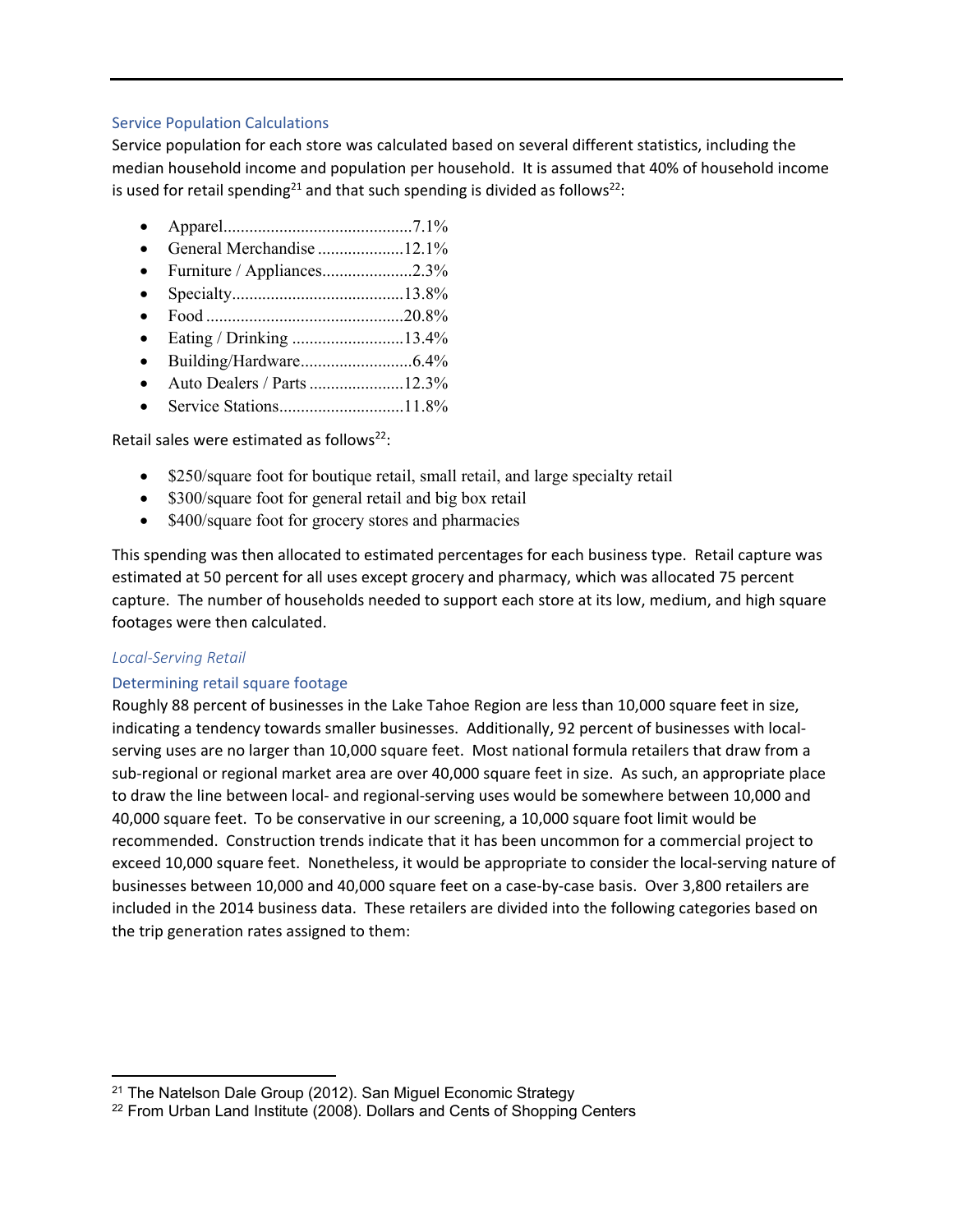### Service Population Calculations

Service population for each store was calculated based on several different statistics, including the median household income and population per household. It is assumed that 40% of household income is used for retail spending[21] and that such spending is divided as follows[22]:

- Apparel............................................7.1%
- General Merchandise ....................12.1%
- Furniture / Appliances.....................2.3%
- Specialty........................................13.8%
- Food ..............................................20.8%
- Eating / Drinking ..........................13.4%
- Building/Hardware..........................6.4%
- Auto Dealers / Parts ......................12.3%
- Service Stations.............................11.8%

Retail sales were estimated as follows[22]:

- \$250/square foot for boutique retail, small retail, and large specialty retail
- \$300/square foot for general retail and big box retail
- \$400/square foot for grocery stores and pharmacies

This spending was then allocated to estimated percentages for each business type. Retail capture was estimated at 50 percent for all uses except grocery and pharmacy, which was allocated 75 percent capture. The number of households needed to support each store at its low, medium, and high square footages were then calculated.

#### *Local-Serving Retail*

### Determining retail square footage

Roughly 88 percent of businesses in the Lake Tahoe Region are less than 10,000 square feet in size, indicating a tendency towards smaller businesses. Additionally, 92 percent of businesses with local-serving uses are no larger than 10,000 square feet. Most national formula retailers that draw from a sub-regional or regional market area are over 40,000 square feet in size. As such, an appropriate place to draw the line between local- and regional-serving uses would be somewhere between 10,000 and 40,000 square feet. To be conservative in our screening, a 10,000 square foot limit would be recommended. Construction trends indicate that it has been uncommon for a commercial project to exceed 10,000 square feet. Nonetheless, it would be appropriate to consider the local-serving nature of businesses between 10,000 and 40,000 square feet on a case-by-case basis. Over 3,800 retailers are included in the 2014 business data. These retailers are divided into the following categories based on the trip generation rates assigned to them:

---

[21] The Natelson Dale Group (2012). San Miguel Economic Strategy

[22] From Urban Land Institute (2008). Dollars and Cents of Shopping Centers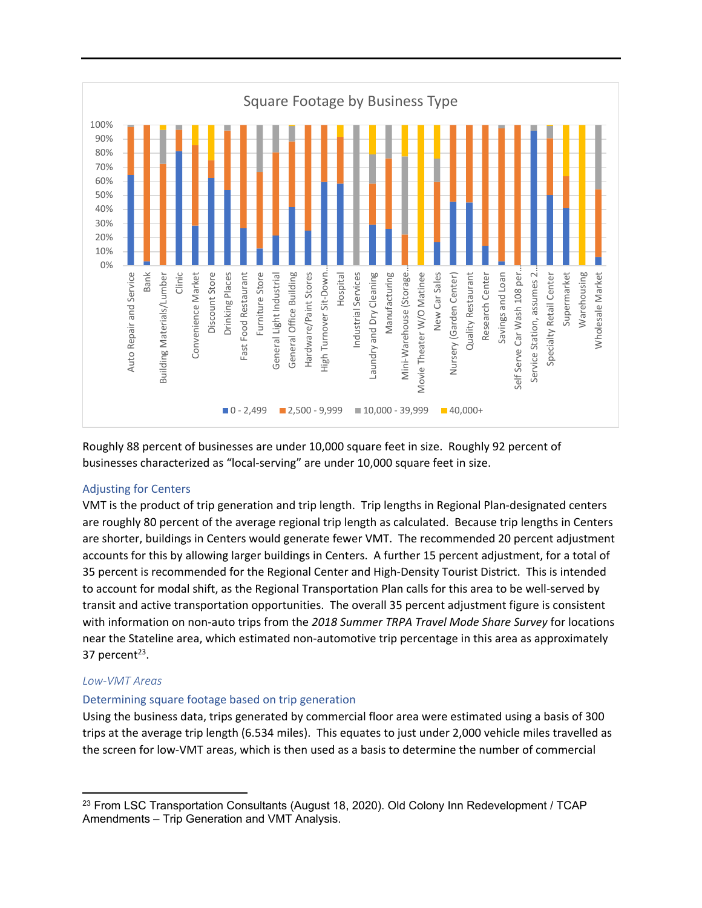Roughly 88 percent of businesses are under 10,000 square feet in size. Roughly 92 percent of businesses characterized as “local-serving” are under 10,000 square feet in size.

### Adjusting for Centers

VMT is the product of trip generation and trip length. Trip lengths in Regional Plan-designated centers are roughly 80 percent of the average regional trip length as calculated. Because trip lengths in Centers are shorter, buildings in Centers would generate fewer VMT. The recommended 20 percent adjustment accounts for this by allowing larger buildings in Centers. A further 15 percent adjustment, for a total of 35 percent is recommended for the Regional Center and High-Density Tourist District. This is intended to account for modal shift, as the Regional Transportation Plan calls for this area to be well-served by transit and active transportation opportunities. The overall 35 percent adjustment figure is consistent with information on non-auto trips from the *2018 Summer TRPA Travel Mode Share Survey* for locations near the Stateline area, which estimated non-automotive trip percentage in this area as approximately 37 percent[23].

### *Low-VMT Areas*

### Determining square footage based on trip generation

Using the business data, trips generated by commercial floor area were estimated using a basis of 300 trips at the average trip length (6.534 miles). This equates to just under 2,000 vehicle miles travelled as the screen for low-VMT areas, which is then used as a basis to determine the number of commercial

[23] From LSC Transportation Consultants (August 18, 2020). Old Colony Inn Redevelopment / TCAP Amendments – Trip Generation and VMT Analysis.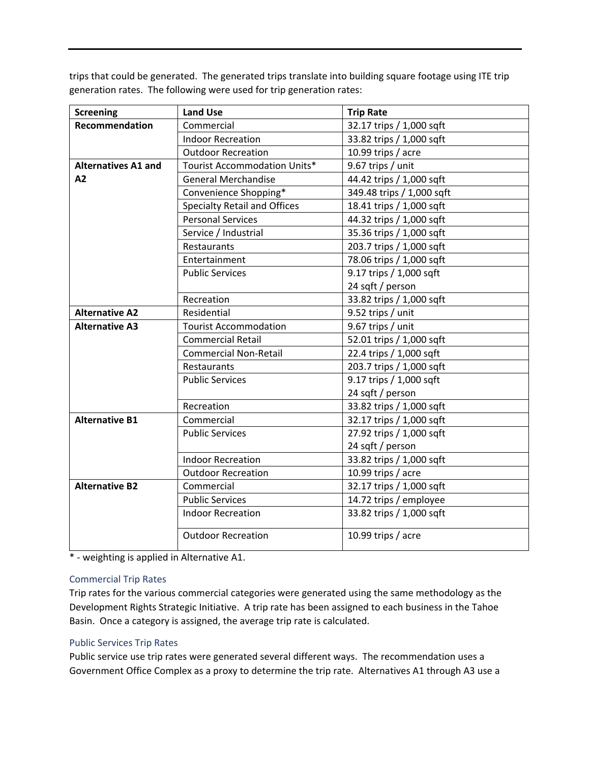trips that could be generated. The generated trips translate into building square footage using ITE trip generation rates. The following were used for trip generation rates:

| Screening | Land Use | Trip Rate |
|---|---|---|
| **Recommendation** | Commercial | 32.17 trips / 1,000 sqft |
| | Indoor Recreation | 33.82 trips / 1,000 sqft |
| | Outdoor Recreation | 10.99 trips / acre |
| **Alternatives A1 and A2** | Tourist Accommodation Units* | 9.67 trips / unit |
| | General Merchandise | 44.42 trips / 1,000 sqft |
| | Convenience Shopping* | 349.48 trips / 1,000 sqft |
| | Specialty Retail and Offices | 18.41 trips / 1,000 sqft |
| | Personal Services | 44.32 trips / 1,000 sqft |
| | Service / Industrial | 35.36 trips / 1,000 sqft |
| | Restaurants | 203.7 trips / 1,000 sqft |
| | Entertainment | 78.06 trips / 1,000 sqft |
| | Public Services | 9.17 trips / 1,000 sqft<br>24 sqft / person |
| | Recreation | 33.82 trips / 1,000 sqft |
| **Alternative A2** | Residential | 9.52 trips / unit |
| **Alternative A3** | Tourist Accommodation | 9.67 trips / unit |
| | Commercial Retail | 52.01 trips / 1,000 sqft |
| | Commercial Non-Retail | 22.4 trips / 1,000 sqft |
| | Restaurants | 203.7 trips / 1,000 sqft |
| | Public Services | 9.17 trips / 1,000 sqft<br>24 sqft / person |
| | Recreation | 33.82 trips / 1,000 sqft |
| **Alternative B1** | Commercial | 32.17 trips / 1,000 sqft |
| | Public Services | 27.92 trips / 1,000 sqft<br>24 sqft / person |
| | Indoor Recreation | 33.82 trips / 1,000 sqft |
| | Outdoor Recreation | 10.99 trips / acre |
| **Alternative B2** | Commercial | 32.17 trips / 1,000 sqft |
| | Public Services | 14.72 trips / employee |
| | Indoor Recreation | 33.82 trips / 1,000 sqft |
| | Outdoor Recreation | 10.99 trips / acre |

* - weighting is applied in Alternative A1.

### Commercial Trip Rates

Trip rates for the various commercial categories were generated using the same methodology as the Development Rights Strategic Initiative. A trip rate has been assigned to each business in the Tahoe Basin. Once a category is assigned, the average trip rate is calculated.

### Public Services Trip Rates

Public service use trip rates were generated several different ways. The recommendation uses a Government Office Complex as a proxy to determine the trip rate. Alternatives A1 through A3 use a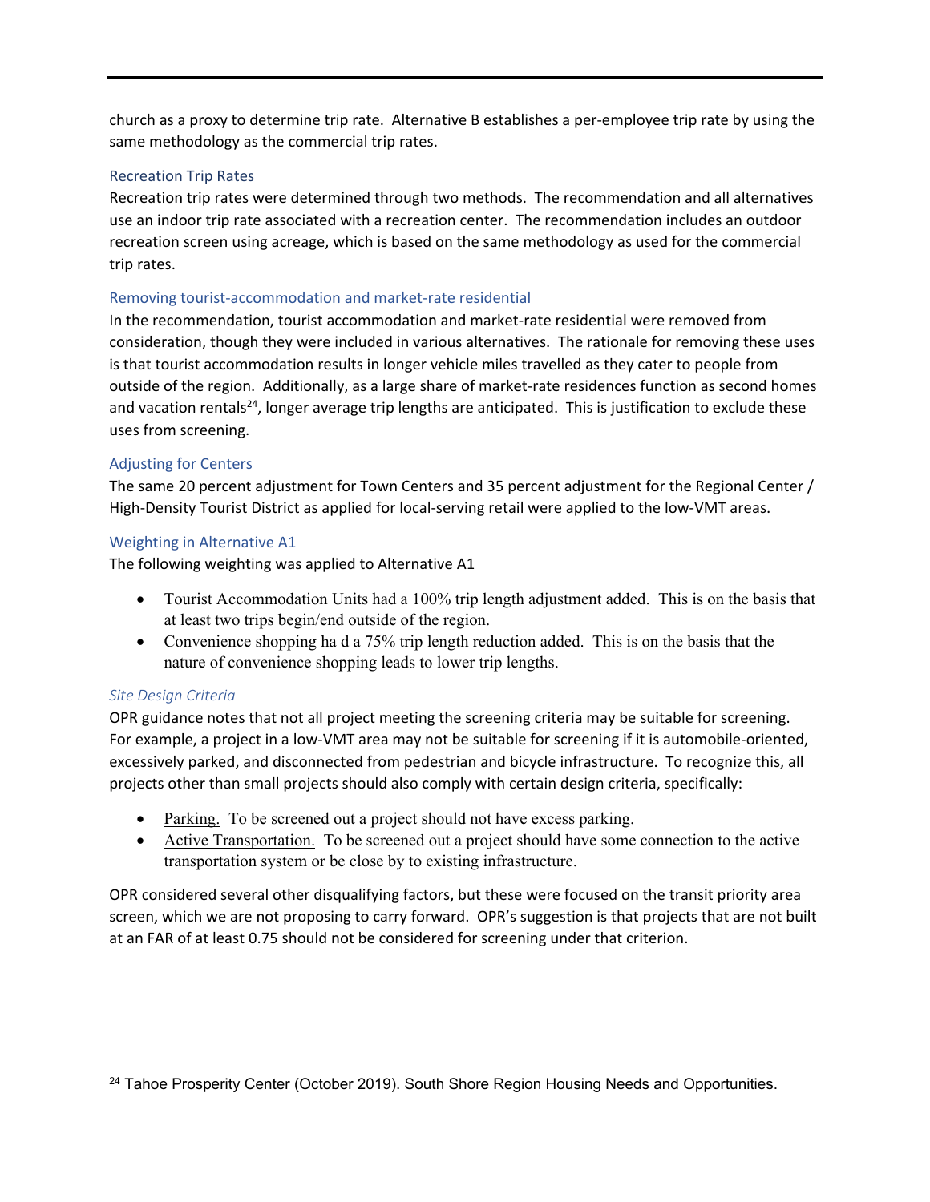church as a proxy to determine trip rate. Alternative B establishes a per-employee trip rate by using the same methodology as the commercial trip rates.

### Recreation Trip Rates

Recreation trip rates were determined through two methods. The recommendation and all alternatives use an indoor trip rate associated with a recreation center. The recommendation includes an outdoor recreation screen using acreage, which is based on the same methodology as used for the commercial trip rates.

### Removing tourist-accommodation and market-rate residential

In the recommendation, tourist accommodation and market-rate residential were removed from consideration, though they were included in various alternatives. The rationale for removing these uses is that tourist accommodation results in longer vehicle miles travelled as they cater to people from outside of the region. Additionally, as a large share of market-rate residences function as second homes and vacation rentals[24], longer average trip lengths are anticipated. This is justification to exclude these uses from screening.

### Adjusting for Centers

The same 20 percent adjustment for Town Centers and 35 percent adjustment for the Regional Center / High-Density Tourist District as applied for local-serving retail were applied to the low-VMT areas.

### Weighting in Alternative A1

The following weighting was applied to Alternative A1

- Tourist Accommodation Units had a 100% trip length adjustment added. This is on the basis that at least two trips begin/end outside of the region.
- Convenience shopping ha d a 75% trip length reduction added. This is on the basis that the nature of convenience shopping leads to lower trip lengths.

### *Site Design Criteria*

OPR guidance notes that not all project meeting the screening criteria may be suitable for screening. For example, a project in a low-VMT area may not be suitable for screening if it is automobile-oriented, excessively parked, and disconnected from pedestrian and bicycle infrastructure. To recognize this, all projects other than small projects should also comply with certain design criteria, specifically:

- Parking. To be screened out a project should not have excess parking.
- Active Transportation. To be screened out a project should have some connection to the active transportation system or be close by to existing infrastructure.

OPR considered several other disqualifying factors, but these were focused on the transit priority area screen, which we are not proposing to carry forward. OPR's suggestion is that projects that are not built at an FAR of at least 0.75 should not be considered for screening under that criterion.

---

[24] Tahoe Prosperity Center (October 2019). South Shore Region Housing Needs and Opportunities.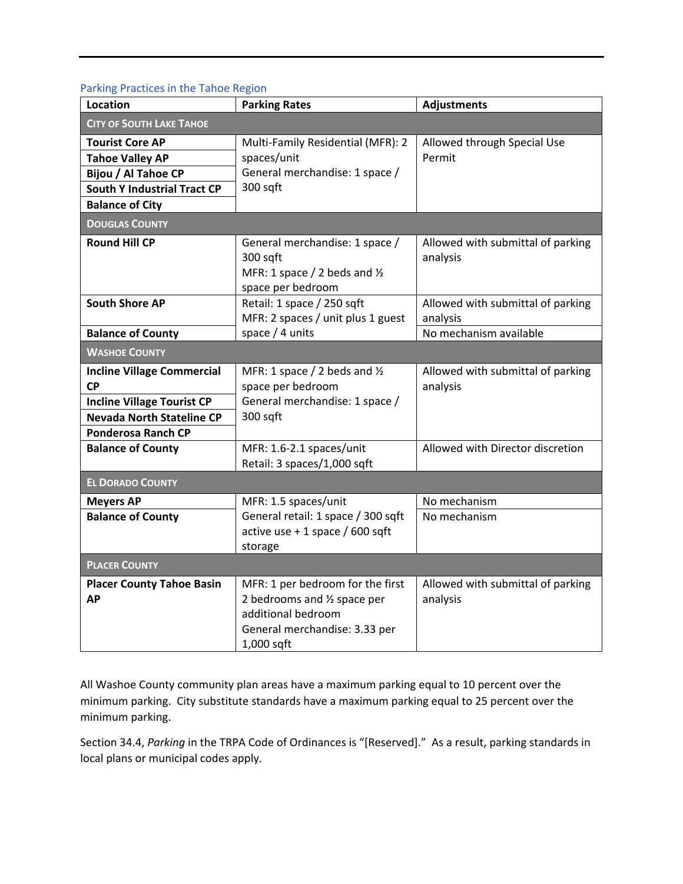### Parking Practices in the Tahoe Region

| Location | Parking Rates | Adjustments |
|---|---|---|
| **City of South Lake Tahoe** | | |
| **Tourist Core AP**<br>**Tahoe Valley AP**<br>**Bijou / Al Tahoe CP**<br>**South Y Industrial Tract CP**<br>**Balance of City** | Multi-Family Residential (MFR): 2 spaces/unit<br>General merchandise: 1 space / 300 sqft | Allowed through Special Use Permit |
| **Douglas County** | | |
| **Round Hill CP** | General merchandise: 1 space / 300 sqft<br>MFR: 1 space / 2 beds and ½ space per bedroom | Allowed with submittal of parking analysis |
| **South Shore AP** | Retail: 1 space / 250 sqft<br>MFR: 2 spaces / unit plus 1 guest space / 4 units | Allowed with submittal of parking analysis |
| **Balance of County** | | No mechanism available |
| **Washoe County** | | |
| **Incline Village Commercial CP**<br>**Incline Village Tourist CP**<br>**Nevada North Stateline CP**<br>**Ponderosa Ranch CP** | MFR: 1 space / 2 beds and ½ space per bedroom<br>General merchandise: 1 space / 300 sqft | Allowed with submittal of parking analysis |
| **Balance of County** | MFR: 1.6-2.1 spaces/unit<br>Retail: 3 spaces/1,000 sqft | Allowed with Director discretion |
| **El Dorado County** | | |
| **Meyers AP** | MFR: 1.5 spaces/unit<br>General retail: 1 space / 300 sqft active use + 1 space / 600 sqft storage | No mechanism |
| **Balance of County** | | No mechanism |
| **Placer County** | | |
| **Placer County Tahoe Basin AP** | MFR: 1 per bedroom for the first 2 bedrooms and ½ space per additional bedroom<br>General merchandise: 3.33 per 1,000 sqft | Allowed with submittal of parking analysis |

All Washoe County community plan areas have a maximum parking equal to 10 percent over the minimum parking. City substitute standards have a maximum parking equal to 25 percent over the minimum parking.

Section 34.4, *Parking* in the TRPA Code of Ordinances is "[Reserved]." As a result, parking standards in local plans or municipal codes apply.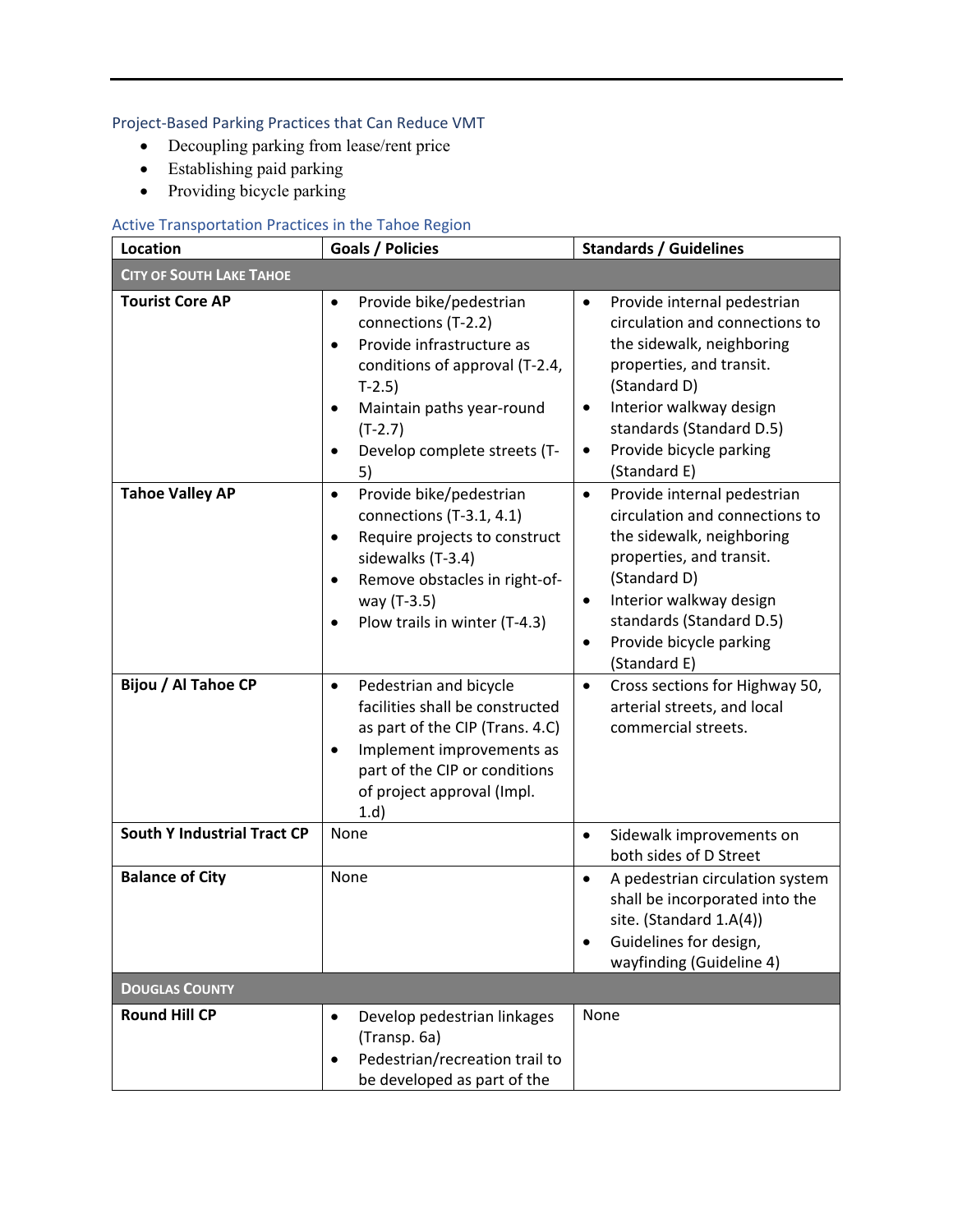### Project-Based Parking Practices that Can Reduce VMT

- Decoupling parking from lease/rent price
- Establishing paid parking
- Providing bicycle parking

### Active Transportation Practices in the Tahoe Region

| Location | Goals / Policies | Standards / Guidelines |
|---|---|---|
| **CITY OF SOUTH LAKE TAHOE** | | |
| **Tourist Core AP** | • Provide bike/pedestrian connections (T-2.2)<br>• Provide infrastructure as conditions of approval (T-2.4, T-2.5)<br>• Maintain paths year-round (T-2.7)<br>• Develop complete streets (T-5) | • Provide internal pedestrian circulation and connections to the sidewalk, neighboring properties, and transit. (Standard D)<br>• Interior walkway design standards (Standard D.5)<br>• Provide bicycle parking (Standard E) |
| **Tahoe Valley AP** | • Provide bike/pedestrian connections (T-3.1, 4.1)<br>• Require projects to construct sidewalks (T-3.4)<br>• Remove obstacles in right-of-way (T-3.5)<br>• Plow trails in winter (T-4.3) | • Provide internal pedestrian circulation and connections to the sidewalk, neighboring properties, and transit. (Standard D)<br>• Interior walkway design standards (Standard D.5)<br>• Provide bicycle parking (Standard E) |
| **Bijou / Al Tahoe CP** | • Pedestrian and bicycle facilities shall be constructed as part of the CIP (Trans. 4.C)<br>• Implement improvements as part of the CIP or conditions of project approval (Impl. 1.d) | • Cross sections for Highway 50, arterial streets, and local commercial streets. |
| **South Y Industrial Tract CP** | None | • Sidewalk improvements on both sides of D Street |
| **Balance of City** | None | • A pedestrian circulation system shall be incorporated into the site. (Standard 1.A(4))<br>• Guidelines for design, wayfinding (Guideline 4) |
| **DOUGLAS COUNTY** | | |
| **Round Hill CP** | • Develop pedestrian linkages (Transp. 6a)<br>• Pedestrian/recreation trail to be developed as part of the | None |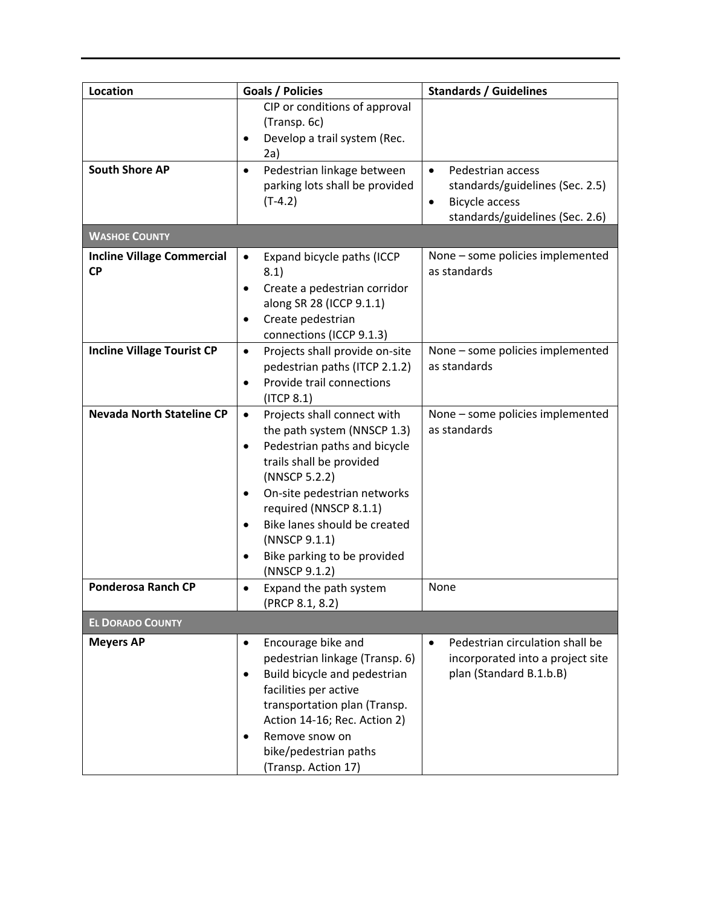| Location | Goals / Policies | Standards / Guidelines |
|---|---|---|
| | CIP or conditions of approval (Transp. 6c)<br>• Develop a trail system (Rec. 2a) | |
| **South Shore AP** | • Pedestrian linkage between parking lots shall be provided (T-4.2) | • Pedestrian access standards/guidelines (Sec. 2.5)<br>• Bicycle access standards/guidelines (Sec. 2.6) |
| **WASHOE COUNTY** | | |
| **Incline Village Commercial CP** | • Expand bicycle paths (ICCP 8.1)<br>• Create a pedestrian corridor along SR 28 (ICCP 9.1.1)<br>• Create pedestrian connections (ICCP 9.1.3) | None – some policies implemented as standards |
| **Incline Village Tourist CP** | • Projects shall provide on-site pedestrian paths (ITCP 2.1.2)<br>• Provide trail connections (ITCP 8.1) | None – some policies implemented as standards |
| **Nevada North Stateline CP** | • Projects shall connect with the path system (NNSCP 1.3)<br>• Pedestrian paths and bicycle trails shall be provided (NNSCP 5.2.2)<br>• On-site pedestrian networks required (NNSCP 8.1.1)<br>• Bike lanes should be created (NNSCP 9.1.1)<br>• Bike parking to be provided (NNSCP 9.1.2) | None – some policies implemented as standards |
| **Ponderosa Ranch CP** | • Expand the path system (PRCP 8.1, 8.2) | None |
| **EL DORADO COUNTY** | | |
| **Meyers AP** | • Encourage bike and pedestrian linkage (Transp. 6)<br>• Build bicycle and pedestrian facilities per active transportation plan (Transp. Action 14-16; Rec. Action 2)<br>• Remove snow on bike/pedestrian paths (Transp. Action 17) | • Pedestrian circulation shall be incorporated into a project site plan (Standard B.1.b.B) |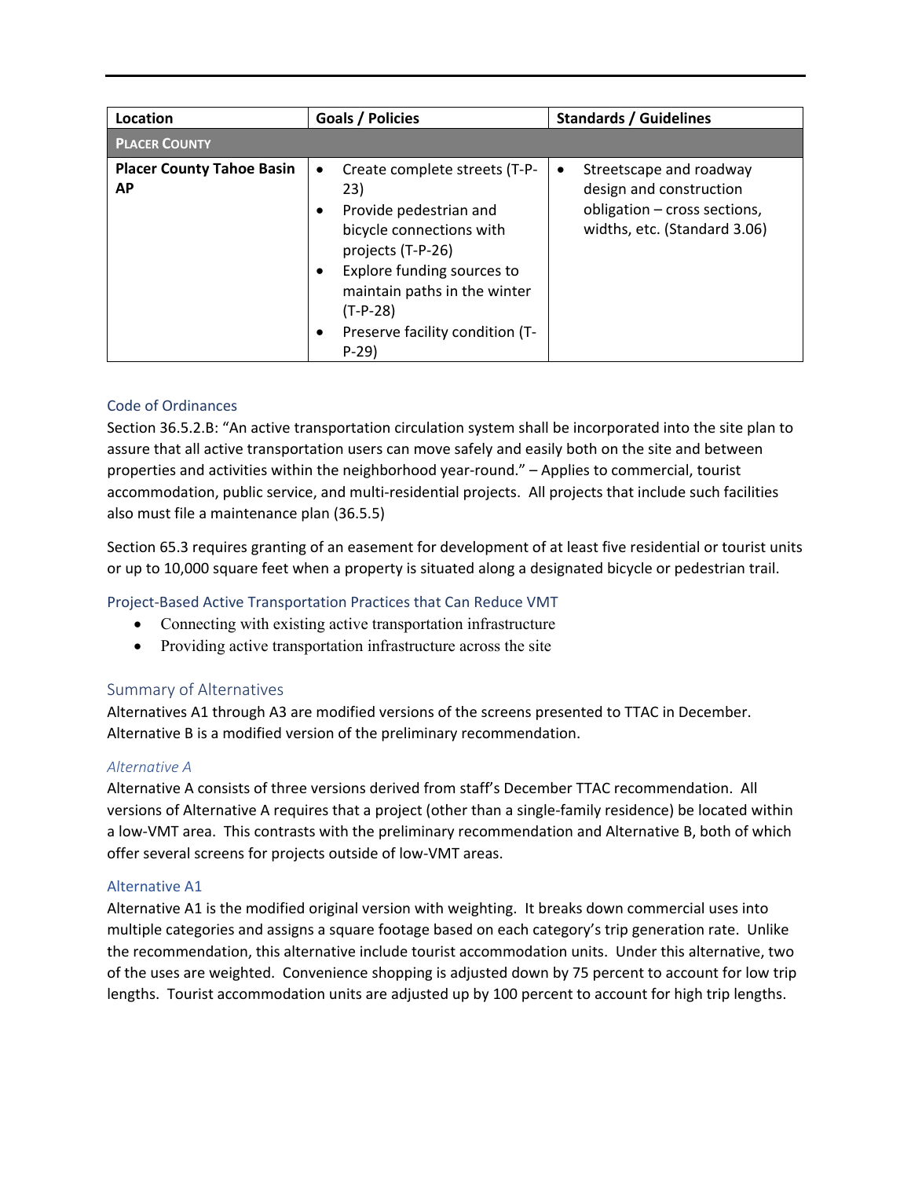| Location | Goals / Policies | Standards / Guidelines |
|---|---|---|
| **PLACER COUNTY** | | |
| **Placer County Tahoe Basin AP** | • Create complete streets (T-P-23)<br>• Provide pedestrian and bicycle connections with projects (T-P-26)<br>• Explore funding sources to maintain paths in the winter (T-P-28)<br>• Preserve facility condition (T-P-29) | • Streetscape and roadway design and construction obligation – cross sections, widths, etc. (Standard 3.06) |

### Code of Ordinances

Section 36.5.2.B: "An active transportation circulation system shall be incorporated into the site plan to assure that all active transportation users can move safely and easily both on the site and between properties and activities within the neighborhood year-round." – Applies to commercial, tourist accommodation, public service, and multi-residential projects. All projects that include such facilities also must file a maintenance plan (36.5.5)

Section 65.3 requires granting of an easement for development of at least five residential or tourist units or up to 10,000 square feet when a property is situated along a designated bicycle or pedestrian trail.

### Project-Based Active Transportation Practices that Can Reduce VMT

- Connecting with existing active transportation infrastructure
- Providing active transportation infrastructure across the site

## Summary of Alternatives

Alternatives A1 through A3 are modified versions of the screens presented to TTAC in December. Alternative B is a modified version of the preliminary recommendation.

### *Alternative A*

Alternative A consists of three versions derived from staff's December TTAC recommendation. All versions of Alternative A requires that a project (other than a single-family residence) be located within a low-VMT area. This contrasts with the preliminary recommendation and Alternative B, both of which offer several screens for projects outside of low-VMT areas.

### Alternative A1

Alternative A1 is the modified original version with weighting. It breaks down commercial uses into multiple categories and assigns a square footage based on each category's trip generation rate. Unlike the recommendation, this alternative include tourist accommodation units. Under this alternative, two of the uses are weighted. Convenience shopping is adjusted down by 75 percent to account for low trip lengths. Tourist accommodation units are adjusted up by 100 percent to account for high trip lengths.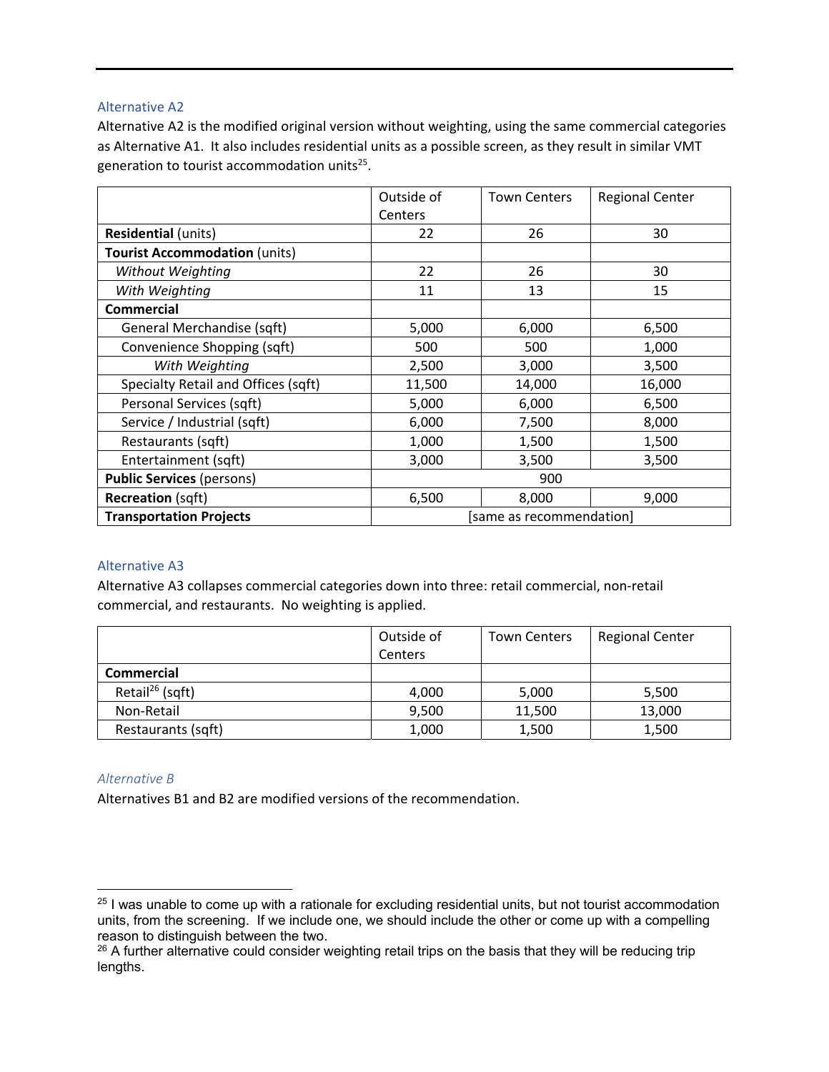### Alternative A2

Alternative A2 is the modified original version without weighting, using the same commercial categories as Alternative A1. It also includes residential units as a possible screen, as they result in similar VMT generation to tourist accommodation units[25].

| | Outside of Centers | Town Centers | Regional Center |
|---|---|---|---|
| **Residential** (units) | 22 | 26 | 30 |
| **Tourist Accommodation** (units) | | | |
| *Without Weighting* | 22 | 26 | 30 |
| *With Weighting* | 11 | 13 | 15 |
| **Commercial** | | | |
| General Merchandise (sqft) | 5,000 | 6,000 | 6,500 |
| Convenience Shopping (sqft) | 500 | 500 | 1,000 |
| *With Weighting* | 2,500 | 3,000 | 3,500 |
| Specialty Retail and Offices (sqft) | 11,500 | 14,000 | 16,000 |
| Personal Services (sqft) | 5,000 | 6,000 | 6,500 |
| Service / Industrial (sqft) | 6,000 | 7,500 | 8,000 |
| Restaurants (sqft) | 1,000 | 1,500 | 1,500 |
| Entertainment (sqft) | 3,000 | 3,500 | 3,500 |
| **Public Services** (persons) | 900 | | |
| **Recreation** (sqft) | 6,500 | 8,000 | 9,000 |
| **Transportation Projects** | [same as recommendation] | | |

### Alternative A3

Alternative A3 collapses commercial categories down into three: retail commercial, non-retail commercial, and restaurants. No weighting is applied.

| | Outside of Centers | Town Centers | Regional Center |
|---|---|---|---|
| **Commercial** | | | |
| Retail[26] (sqft) | 4,000 | 5,000 | 5,500 |
| Non-Retail | 9,500 | 11,500 | 13,000 |
| Restaurants (sqft) | 1,000 | 1,500 | 1,500 |

### *Alternative B*

Alternatives B1 and B2 are modified versions of the recommendation.

---

[25] I was unable to come up with a rationale for excluding residential units, but not tourist accommodation units, from the screening. If we include one, we should include the other or come up with a compelling reason to distinguish between the two.

[26] A further alternative could consider weighting retail trips on the basis that they will be reducing trip lengths.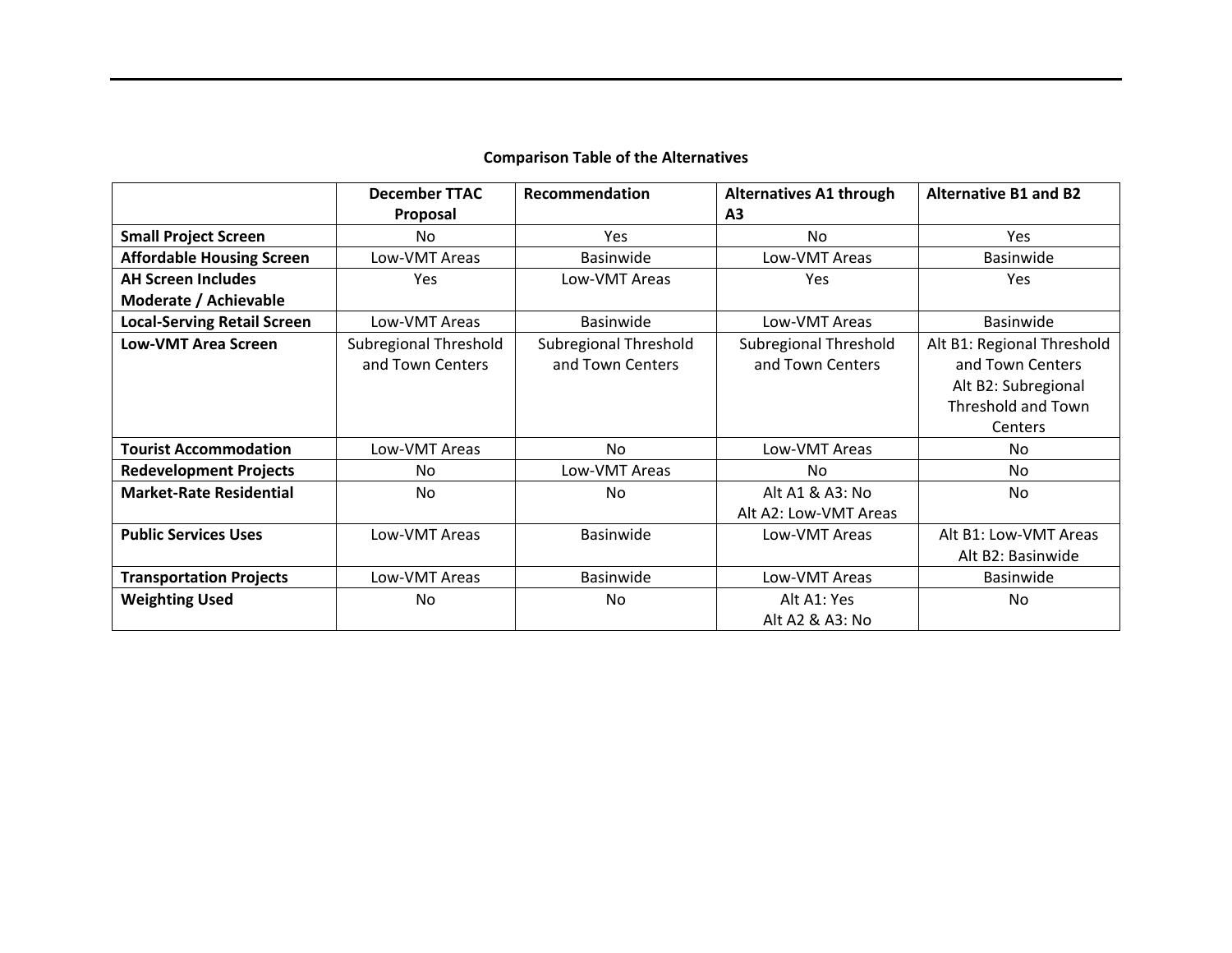**Comparison Table of the Alternatives**

| | December TTAC Proposal | Recommendation | Alternatives A1 through A3 | Alternative B1 and B2 |
|---|---|---|---|---|
| **Small Project Screen** | No | Yes | No | Yes |
| **Affordable Housing Screen** | Low-VMT Areas | Basinwide | Low-VMT Areas | Basinwide |
| **AH Screen Includes Moderate / Achievable** | Yes | Low-VMT Areas | Yes | Yes |
| **Local-Serving Retail Screen** | Low-VMT Areas | Basinwide | Low-VMT Areas | Basinwide |
| **Low-VMT Area Screen** | Subregional Threshold and Town Centers | Subregional Threshold and Town Centers | Subregional Threshold and Town Centers | Alt B1: Regional Threshold and Town Centers<br>Alt B2: Subregional Threshold and Town Centers |
| **Tourist Accommodation** | Low-VMT Areas | No | Low-VMT Areas | No |
| **Redevelopment Projects** | No | Low-VMT Areas | No | No |
| **Market-Rate Residential** | No | No | Alt A1 & A3: No<br>Alt A2: Low-VMT Areas | No |
| **Public Services Uses** | Low-VMT Areas | Basinwide | Low-VMT Areas | Alt B1: Low-VMT Areas<br>Alt B2: Basinwide |
| **Transportation Projects** | Low-VMT Areas | Basinwide | Low-VMT Areas | Basinwide |
| **Weighting Used** | No | No | Alt A1: Yes<br>Alt A2 & A3: No | No |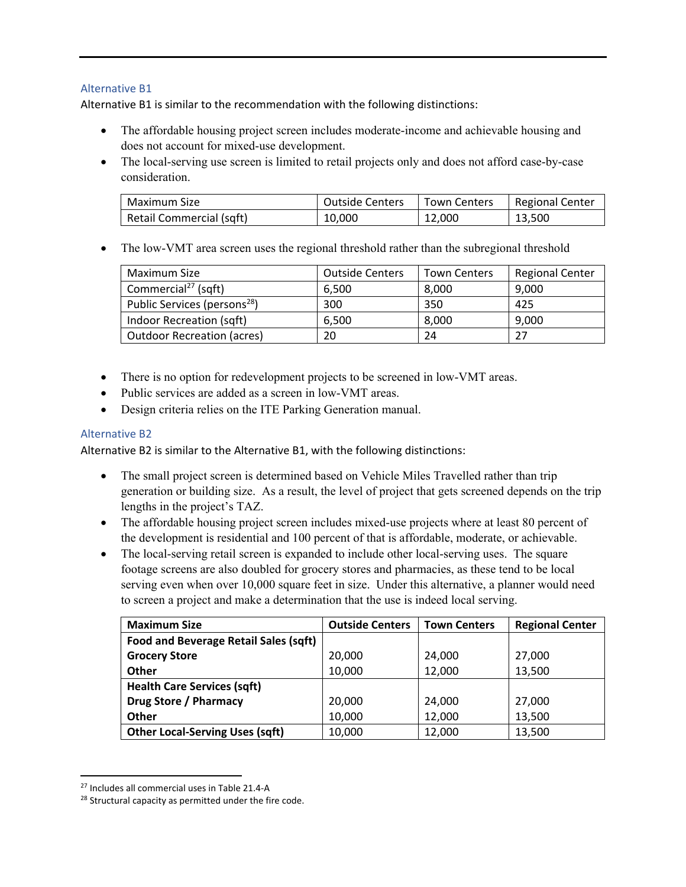### Alternative B1

Alternative B1 is similar to the recommendation with the following distinctions:

- The affordable housing project screen includes moderate-income and achievable housing and does not account for mixed-use development.
- The local-serving use screen is limited to retail projects only and does not afford case-by-case consideration.

| Maximum Size | Outside Centers | Town Centers | Regional Center |
|---|---|---|---|
| Retail Commercial (sqft) | 10,000 | 12,000 | 13,500 |

- The low-VMT area screen uses the regional threshold rather than the subregional threshold

| Maximum Size | Outside Centers | Town Centers | Regional Center |
|---|---|---|---|
| Commercial[27] (sqft) | 6,500 | 8,000 | 9,000 |
| Public Services (persons[28]) | 300 | 350 | 425 |
| Indoor Recreation (sqft) | 6,500 | 8,000 | 9,000 |
| Outdoor Recreation (acres) | 20 | 24 | 27 |

- There is no option for redevelopment projects to be screened in low-VMT areas.
- Public services are added as a screen in low-VMT areas.
- Design criteria relies on the ITE Parking Generation manual.

### Alternative B2

Alternative B2 is similar to the Alternative B1, with the following distinctions:

- The small project screen is determined based on Vehicle Miles Travelled rather than trip generation or building size. As a result, the level of project that gets screened depends on the trip lengths in the project's TAZ.
- The affordable housing project screen includes mixed-use projects where at least 80 percent of the development is residential and 100 percent of that is affordable, moderate, or achievable.
- The local-serving retail screen is expanded to include other local-serving uses. The square footage screens are also doubled for grocery stores and pharmacies, as these tend to be local serving even when over 10,000 square feet in size. Under this alternative, a planner would need to screen a project and make a determination that the use is indeed local serving.

| **Maximum Size** | **Outside Centers** | **Town Centers** | **Regional Center** |
|---|---|---|---|
| **Food and Beverage Retail Sales (sqft)** | | | |
| **Grocery Store** | 20,000 | 24,000 | 27,000 |
| **Other** | 10,000 | 12,000 | 13,500 |
| **Health Care Services (sqft)** | | | |
| **Drug Store / Pharmacy** | 20,000 | 24,000 | 27,000 |
| **Other** | 10,000 | 12,000 | 13,500 |
| **Other Local-Serving Uses (sqft)** | 10,000 | 12,000 | 13,500 |

[27] Includes all commercial uses in Table 21.4-A

[28] Structural capacity as permitted under the fire code.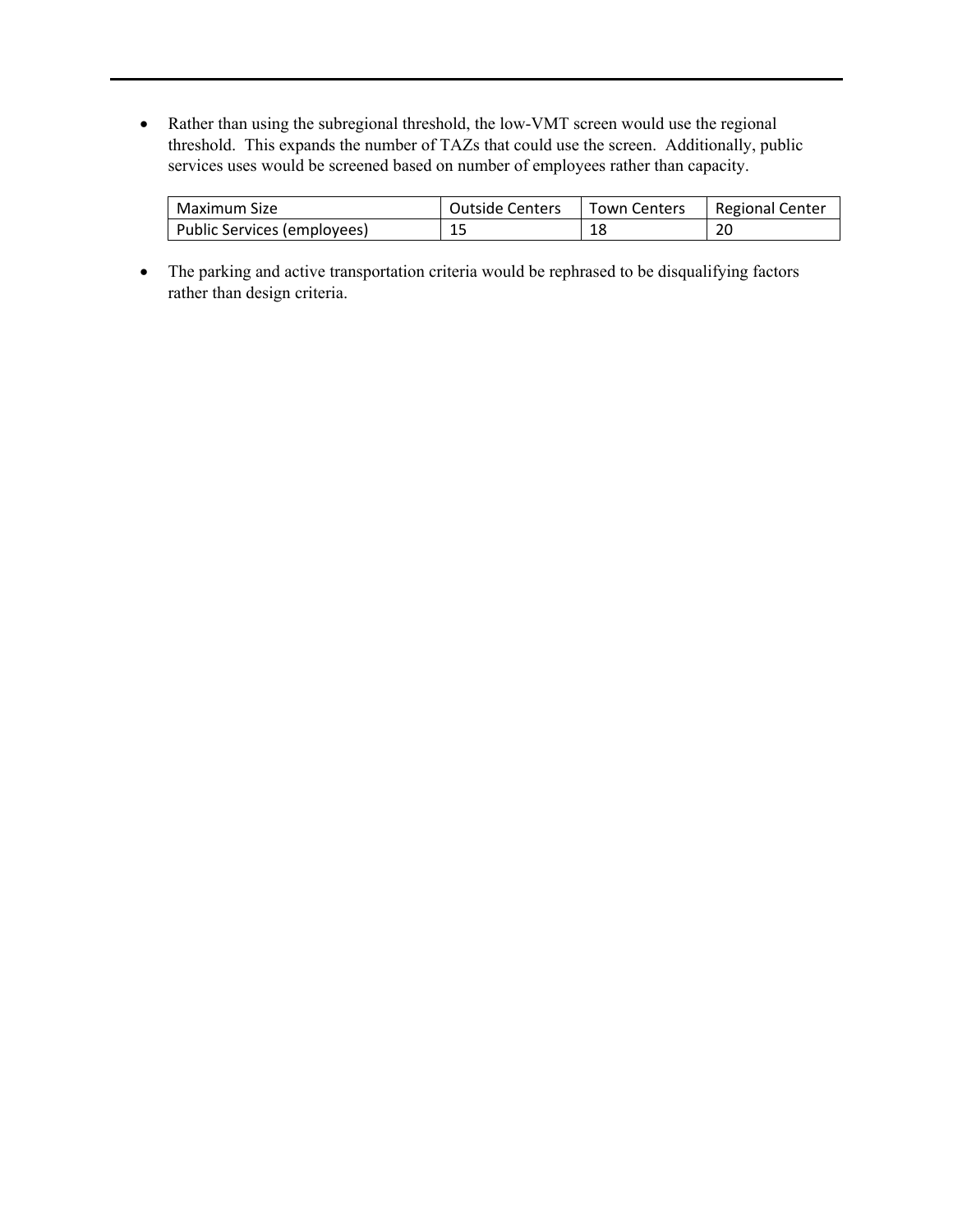- Rather than using the subregional threshold, the low-VMT screen would use the regional threshold. This expands the number of TAZs that could use the screen. Additionally, public services uses would be screened based on number of employees rather than capacity.

| Maximum Size | Outside Centers | Town Centers | Regional Center |
| --- | --- | --- | --- |
| Public Services (employees) | 15 | 18 | 20 |

- The parking and active transportation criteria would be rephrased to be disqualifying factors rather than design criteria.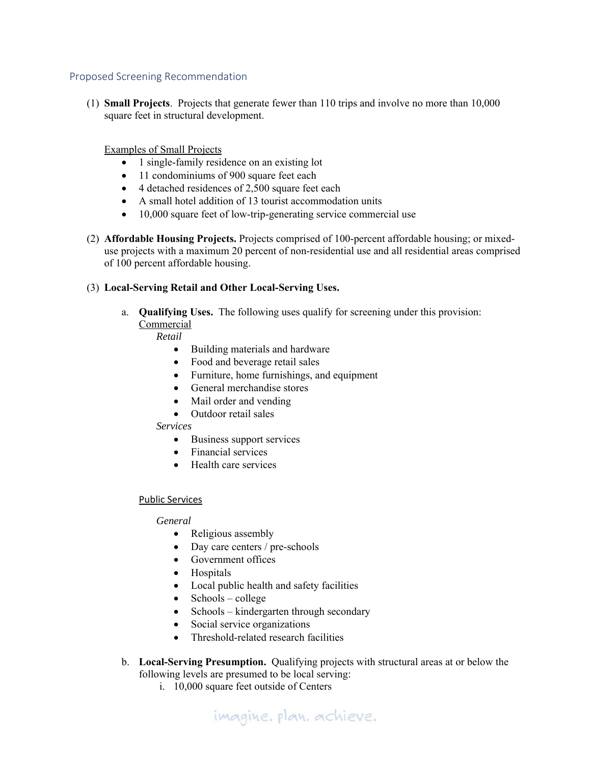## Proposed Screening Recommendation

(1) **Small Projects**. Projects that generate fewer than 110 trips and involve no more than 10,000 square feet in structural development.

<u>Examples of Small Projects</u>

- 1 single-family residence on an existing lot
- 11 condominiums of 900 square feet each
- 4 detached residences of 2,500 square feet each
- A small hotel addition of 13 tourist accommodation units
- 10,000 square feet of low-trip-generating service commercial use

(2) **Affordable Housing Projects.** Projects comprised of 100-percent affordable housing; or mixed-use projects with a maximum 20 percent of non-residential use and all residential areas comprised of 100 percent affordable housing.

(3) **Local-Serving Retail and Other Local-Serving Uses.**

a. **Qualifying Uses.** The following uses qualify for screening under this provision:

<u>Commercial</u>

*Retail*

- Building materials and hardware
- Food and beverage retail sales
- Furniture, home furnishings, and equipment
- General merchandise stores
- Mail order and vending
- Outdoor retail sales

*Services*

- Business support services
- Financial services
- Health care services

<u>Public Services</u>

*General*

- Religious assembly
- Day care centers / pre-schools
- Government offices
- Hospitals
- Local public health and safety facilities
- Schools – college
- Schools – kindergarten through secondary
- Social service organizations
- Threshold-related research facilities

b. **Local-Serving Presumption.** Qualifying projects with structural areas at or below the following levels are presumed to be local serving:

i. 10,000 square feet outside of Centers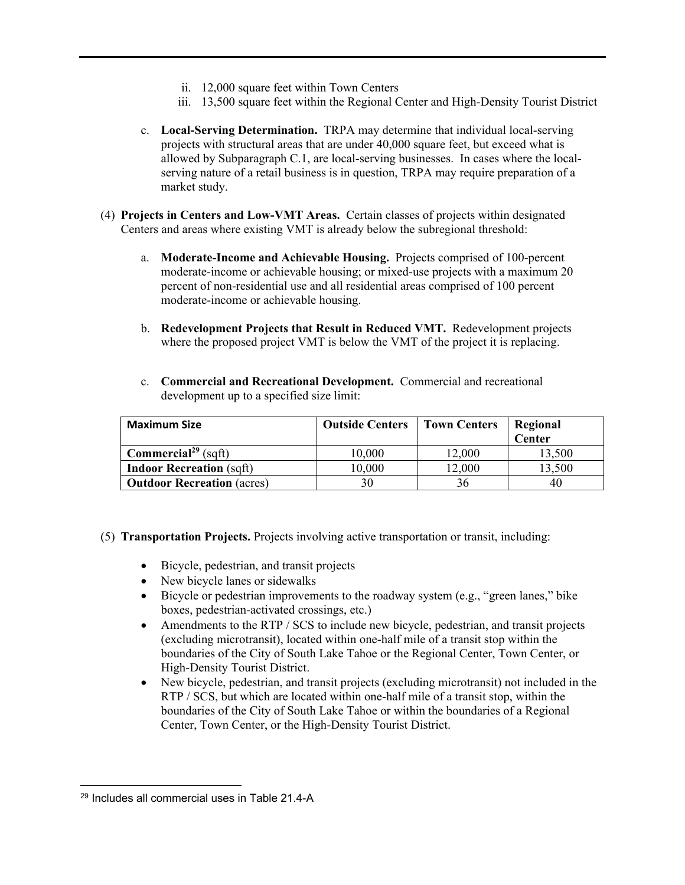ii. 12,000 square feet within Town Centers

iii. 13,500 square feet within the Regional Center and High-Density Tourist District

c. **Local-Serving Determination.** TRPA may determine that individual local-serving projects with structural areas that are under 40,000 square feet, but exceed what is allowed by Subparagraph C.1, are local-serving businesses. In cases where the local-serving nature of a retail business is in question, TRPA may require preparation of a market study.

(4) **Projects in Centers and Low-VMT Areas.** Certain classes of projects within designated Centers and areas where existing VMT is already below the subregional threshold:

a. **Moderate-Income and Achievable Housing.** Projects comprised of 100-percent moderate-income or achievable housing; or mixed-use projects with a maximum 20 percent of non-residential use and all residential areas comprised of 100 percent moderate-income or achievable housing.

b. **Redevelopment Projects that Result in Reduced VMT.** Redevelopment projects where the proposed project VMT is below the VMT of the project it is replacing.

c. **Commercial and Recreational Development.** Commercial and recreational development up to a specified size limit:

| **Maximum Size** | **Outside Centers** | **Town Centers** | **Regional Center** |
|---|---|---|---|
| **Commercial**[29] (sqft) | 10,000 | 12,000 | 13,500 |
| **Indoor Recreation** (sqft) | 10,000 | 12,000 | 13,500 |
| **Outdoor Recreation** (acres) | 30 | 36 | 40 |

(5) **Transportation Projects.** Projects involving active transportation or transit, including:

- Bicycle, pedestrian, and transit projects
- New bicycle lanes or sidewalks
- Bicycle or pedestrian improvements to the roadway system (e.g., "green lanes," bike boxes, pedestrian-activated crossings, etc.)
- Amendments to the RTP / SCS to include new bicycle, pedestrian, and transit projects (excluding microtransit), located within one-half mile of a transit stop within the boundaries of the City of South Lake Tahoe or the Regional Center, Town Center, or High-Density Tourist District.
- New bicycle, pedestrian, and transit projects (excluding microtransit) not included in the RTP / SCS, but which are located within one-half mile of a transit stop, within the boundaries of the City of South Lake Tahoe or within the boundaries of a Regional Center, Town Center, or the High-Density Tourist District.

[29] Includes all commercial uses in Table 21.4-A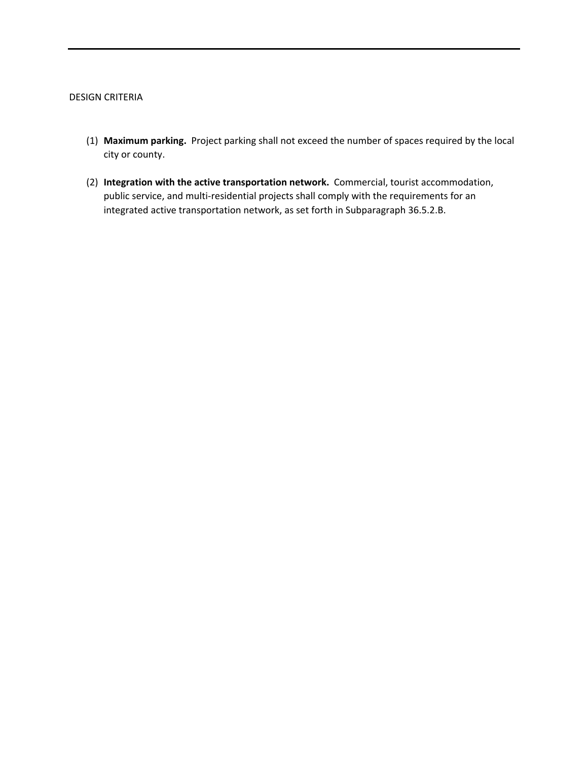DESIGN CRITERIA

(1) **Maximum parking.** Project parking shall not exceed the number of spaces required by the local city or county.

(2) **Integration with the active transportation network.** Commercial, tourist accommodation, public service, and multi-residential projects shall comply with the requirements for an integrated active transportation network, as set forth in Subparagraph 36.5.2.B.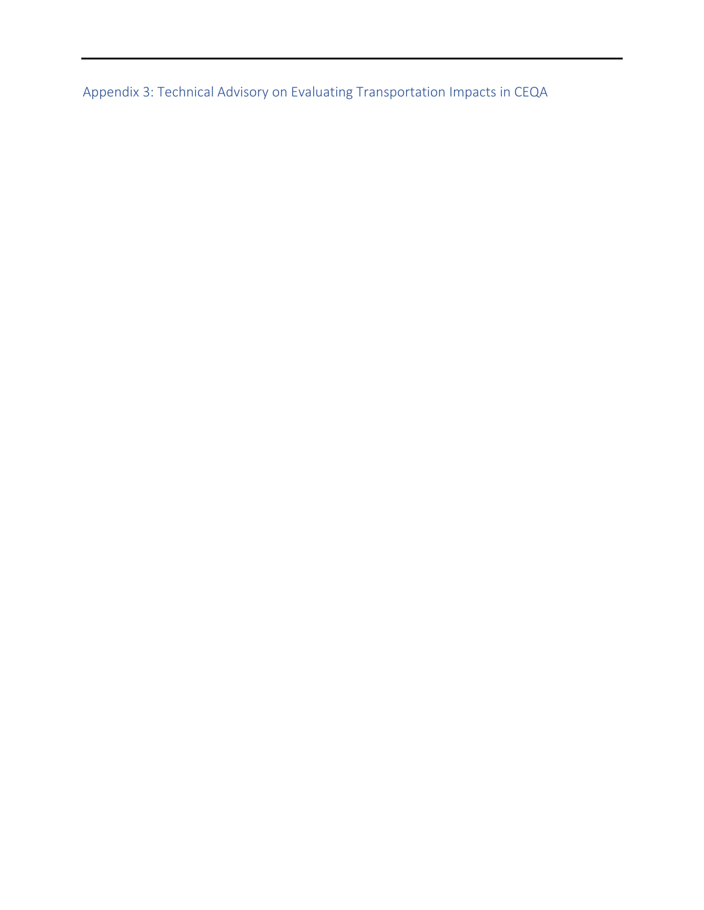## Appendix 3: Technical Advisory on Evaluating Transportation Impacts in CEQA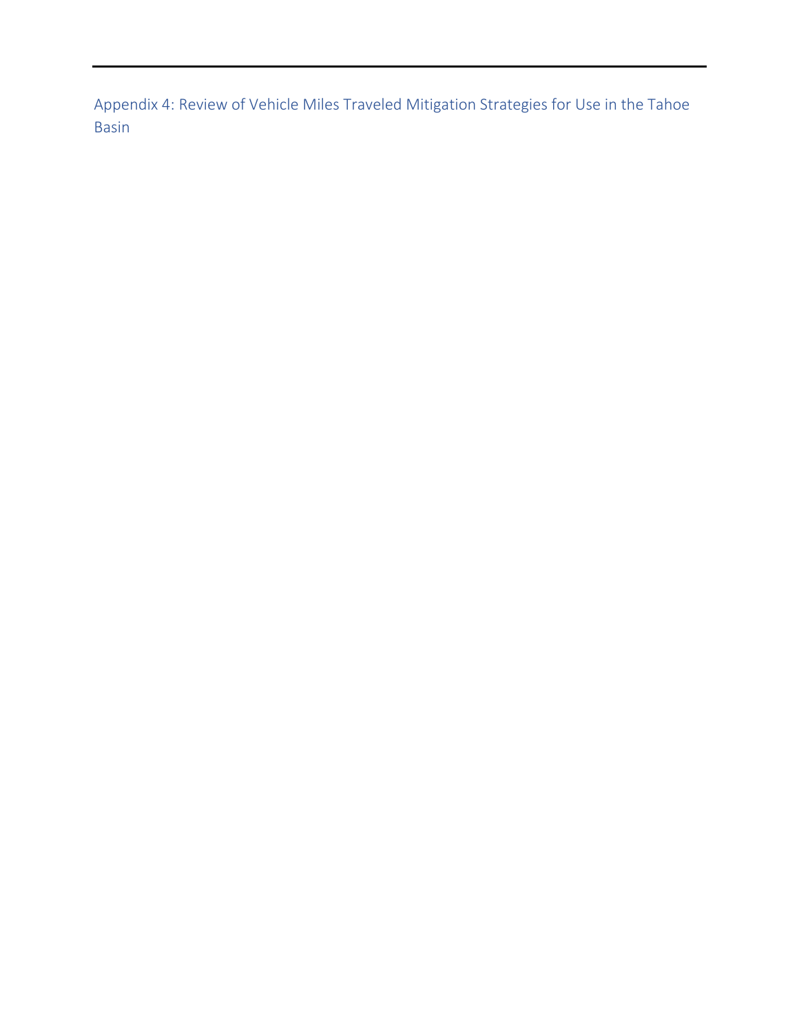## Appendix 4: Review of Vehicle Miles Traveled Mitigation Strategies for Use in the Tahoe Basin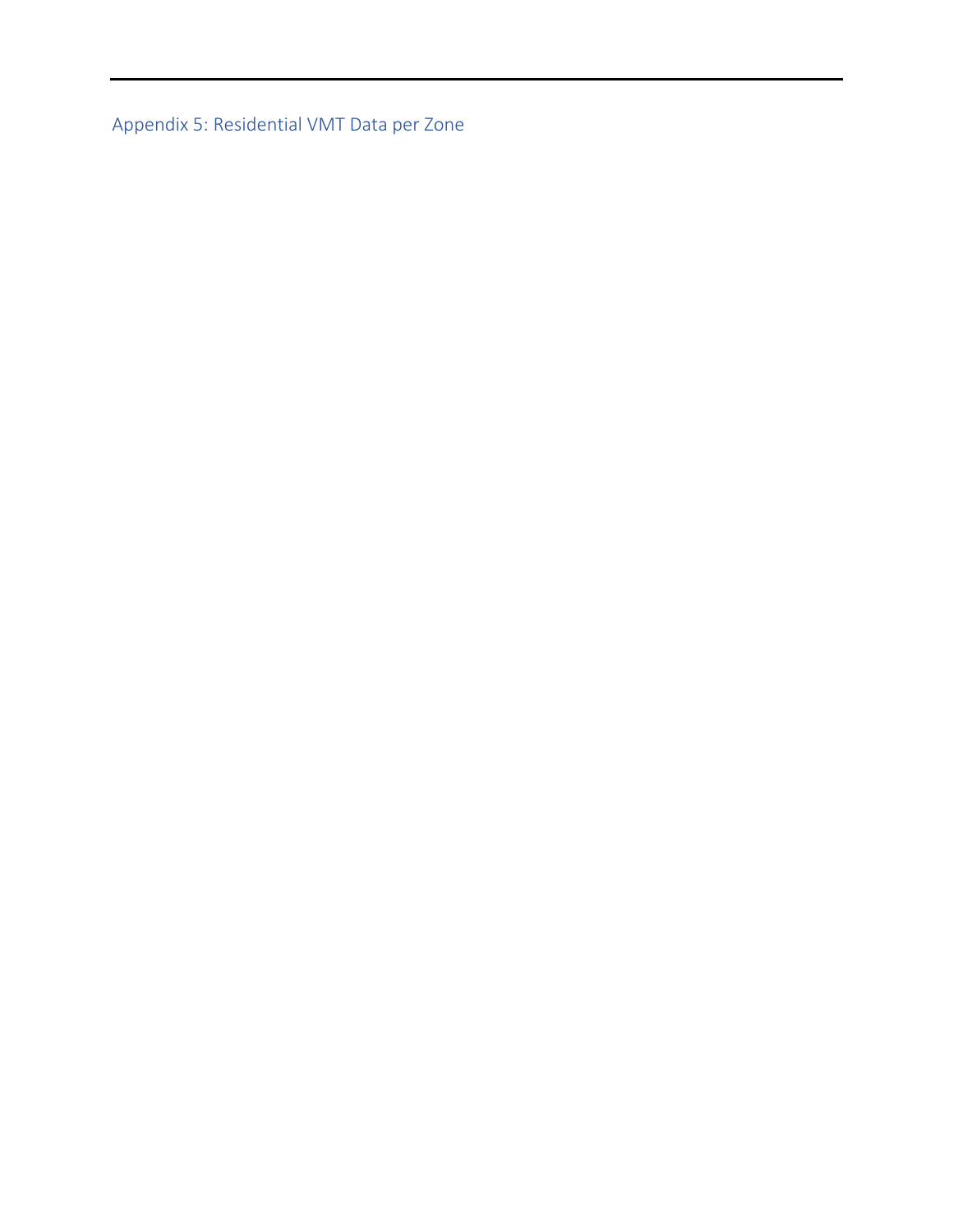## Appendix 5: Residential VMT Data per Zone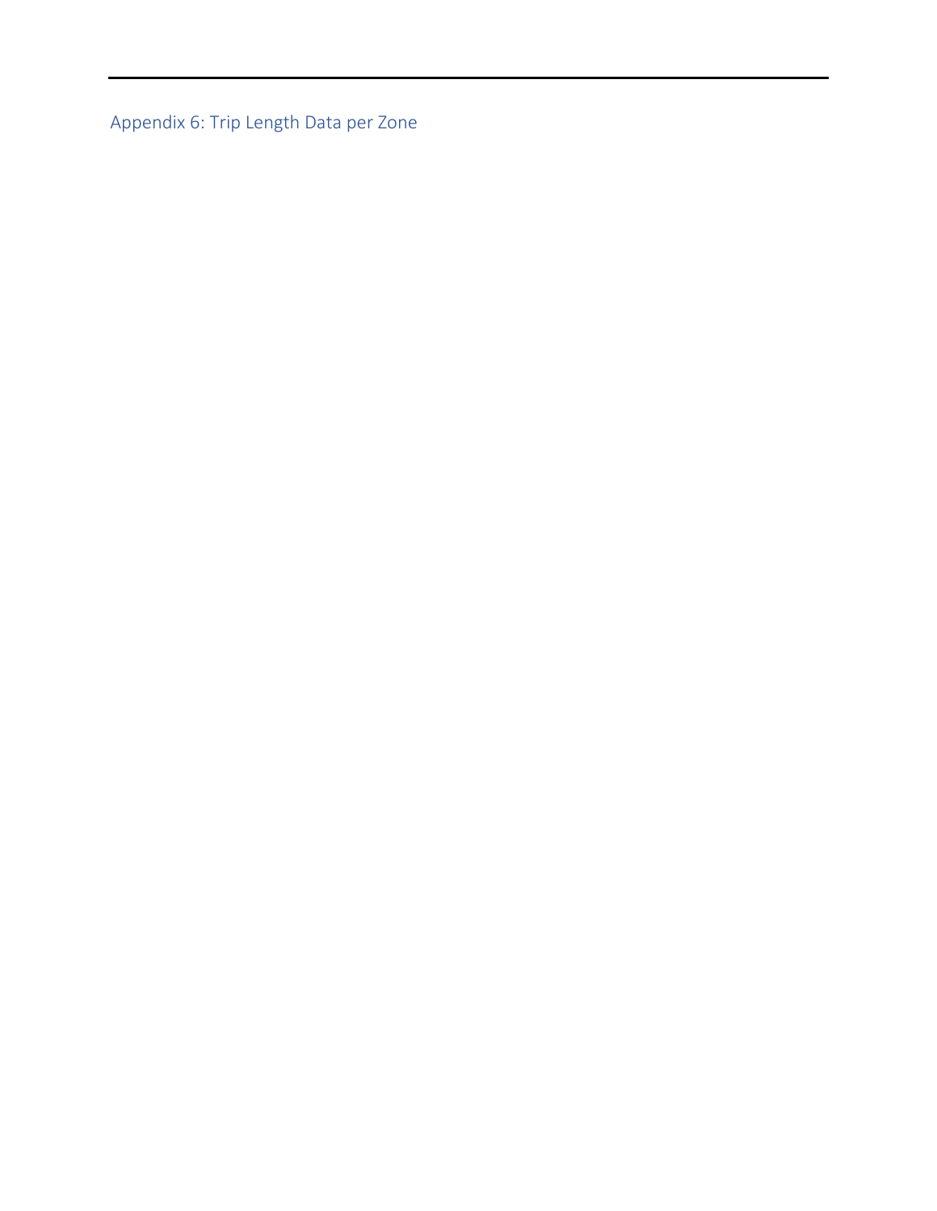## Appendix 6: Trip Length Data per Zone